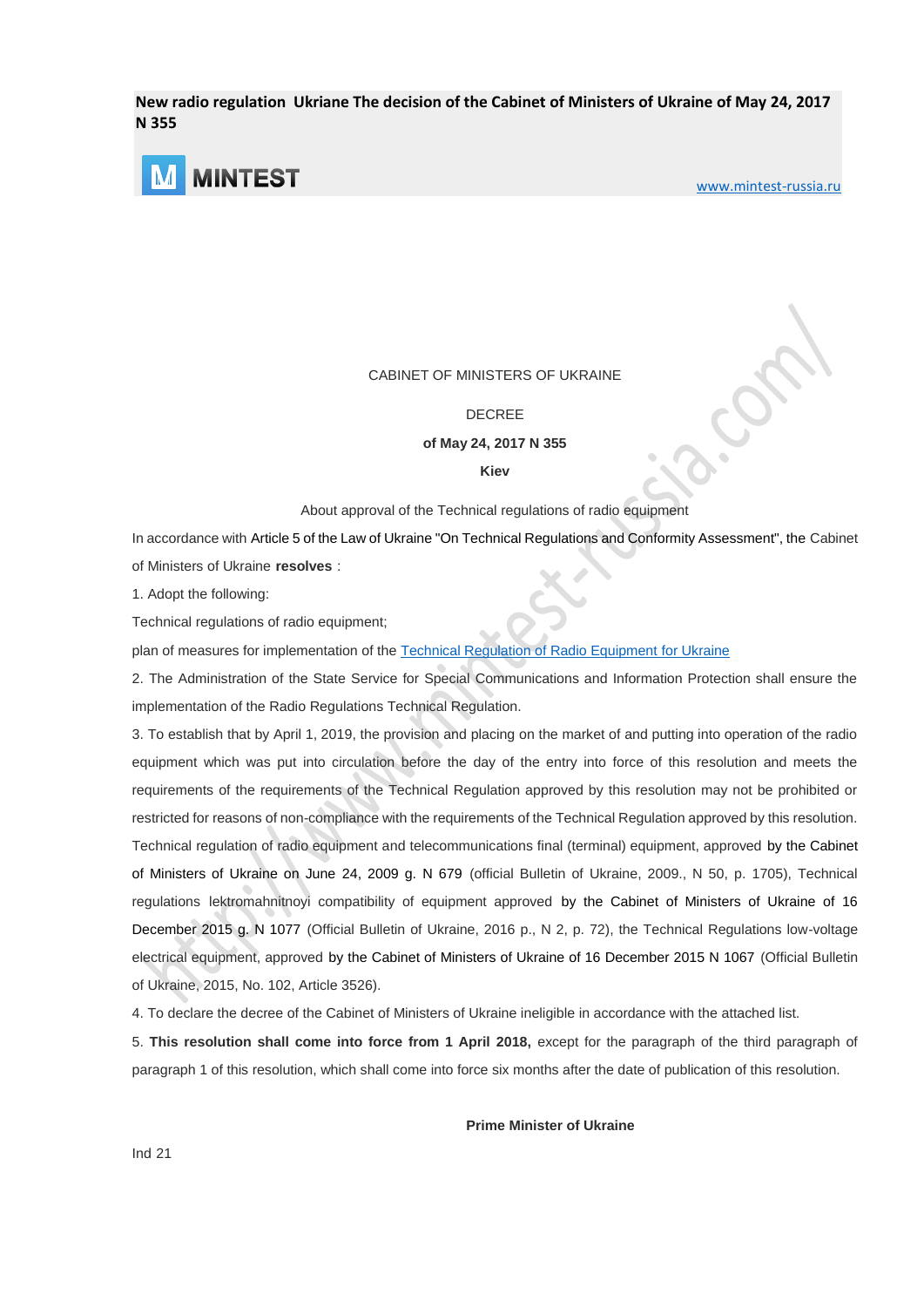**New radio regulation Ukriane The decision of the Cabinet of Ministers of Ukraine of May 24, 2017 N 355**

**MINTEST** www.mintest-russia.ru

CABINET OF MINISTERS OF UKRAINE

DECREE

**of May 24, 2017 N 355**

**Kiev**

About approval of the Technical regulations of radio equipment

In accordance with Article 5 of the Law of Ukraine "On Technical Regulations and Conformity Assessment", the Cabinet of Ministers of Ukraine **resolves** :

1. Adopt the following:

Technical regulations of radio equipment;

plan of measures for implementation of the Technical Regulation of Radio Equipment for Ukraine

2. The Administration of the State Service for Special Communications and Information Protection shall ensure the implementation of the Radio Regulations Technical Regulation.

3. To establish that by April 1, 2019, the provision and placing on the market of and putting into operation of the radio equipment which was put into circulation before the day of the entry into force of this resolution and meets the requirements of the requirements of the Technical Regulation approved by this resolution may not be prohibited or restricted for reasons of non-compliance with the requirements of the Technical Regulation approved by this resolution. Technical regulation of radio equipment and telecommunications final (terminal) equipment, approved by the Cabinet of Ministers of Ukraine on June 24, 2009 g. N 679 (official Bulletin of Ukraine, 2009., N 50, p. 1705), Technical regulations lektromahnitnoyi compatibility of equipment approved by the Cabinet of Ministers of Ukraine of 16 December 2015 g. N 1077 (Official Bulletin of Ukraine, 2016 p., N 2, p. 72), the Technical Regulations low-voltage electrical equipment, approved by the Cabinet of Ministers of Ukraine of 16 December 2015 N 1067 (Official Bulletin of Ukraine, 2015, No. 102, Article 3526).

4. To declare the decree of the Cabinet of Ministers of Ukraine ineligible in accordance with the attached list.

5. **This resolution shall come into force from 1 April 2018,** except for the paragraph of the third paragraph of paragraph 1 of this resolution, which shall come into force six months after the date of publication of this resolution.

**Prime Minister of Ukraine**

Ind 21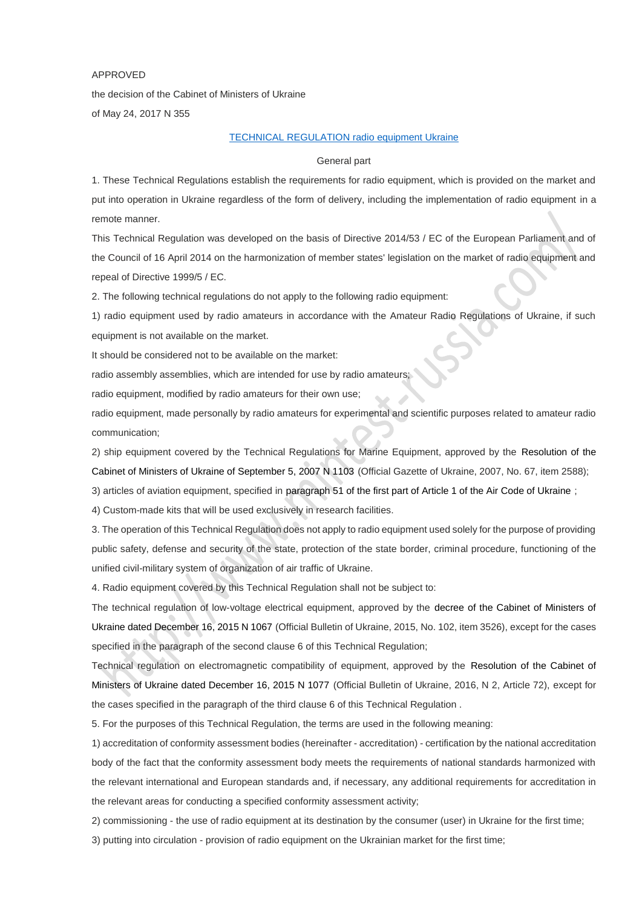APPROVED

the decision of the Cabinet of Ministers of Ukraine

of May 24, 2017 N 355

# TECHNICAL REGULATION radio equipment Ukraine

## General part

1. These Technical Regulations establish the requirements for radio equipment, which is provided on the market and put into operation in Ukraine regardless of the form of delivery, including the implementation of radio equipment in a remote manner.

This Technical Regulation was developed on the basis of Directive 2014/53 / EC of the European Parliament and of the Council of 16 April 2014 on the harmonization of member states' legislation on the market of radio equipment and repeal of Directive 1999/5 / EC.

2. The following technical regulations do not apply to the following radio equipment:

1) radio equipment used by radio amateurs in accordance with the Amateur Radio Regulations of Ukraine, if such equipment is not available on the market.

It should be considered not to be available on the market:

radio assembly assemblies, which are intended for use by radio amateurs;

radio equipment, modified by radio amateurs for their own use;

radio equipment, made personally by radio amateurs for experimental and scientific purposes related to amateur radio communication;

2) ship equipment covered by the Technical Regulations for Marine Equipment, approved by the Resolution of the Cabinet of Ministers of Ukraine of September 5, 2007 N 1103 (Official Gazette of Ukraine, 2007, No. 67, item 2588);

3) articles of aviation equipment, specified in paragraph 51 of the first part of Article 1 of the Air Code of Ukraine ;

4) Custom-made kits that will be used exclusively in research facilities.

3. The operation of this Technical Regulation does not apply to radio equipment used solely for the purpose of providing public safety, defense and security of the state, protection of the state border, criminal procedure, functioning of the unified civil-military system of organization of air traffic of Ukraine.

4. Radio equipment covered by this Technical Regulation shall not be subject to:

The technical regulation of low-voltage electrical equipment, approved by the decree of the Cabinet of Ministers of Ukraine dated December 16, 2015 N 1067 (Official Bulletin of Ukraine, 2015, No. 102, item 3526), except for the cases specified in the paragraph of the second clause 6 of this Technical Regulation;

Technical regulation on electromagnetic compatibility of equipment, approved by the Resolution of the Cabinet of Ministers of Ukraine dated December 16, 2015 N 1077 (Official Bulletin of Ukraine, 2016, N 2, Article 72), except for the cases specified in the paragraph of the third clause 6 of this Technical Regulation .

5. For the purposes of this Technical Regulation, the terms are used in the following meaning:

1) accreditation of conformity assessment bodies (hereinafter - accreditation) - certification by the national accreditation body of the fact that the conformity assessment body meets the requirements of national standards harmonized with the relevant international and European standards and, if necessary, any additional requirements for accreditation in the relevant areas for conducting a specified conformity assessment activity;

2) commissioning - the use of radio equipment at its destination by the consumer (user) in Ukraine for the first time;

3) putting into circulation - provision of radio equipment on the Ukrainian market for the first time;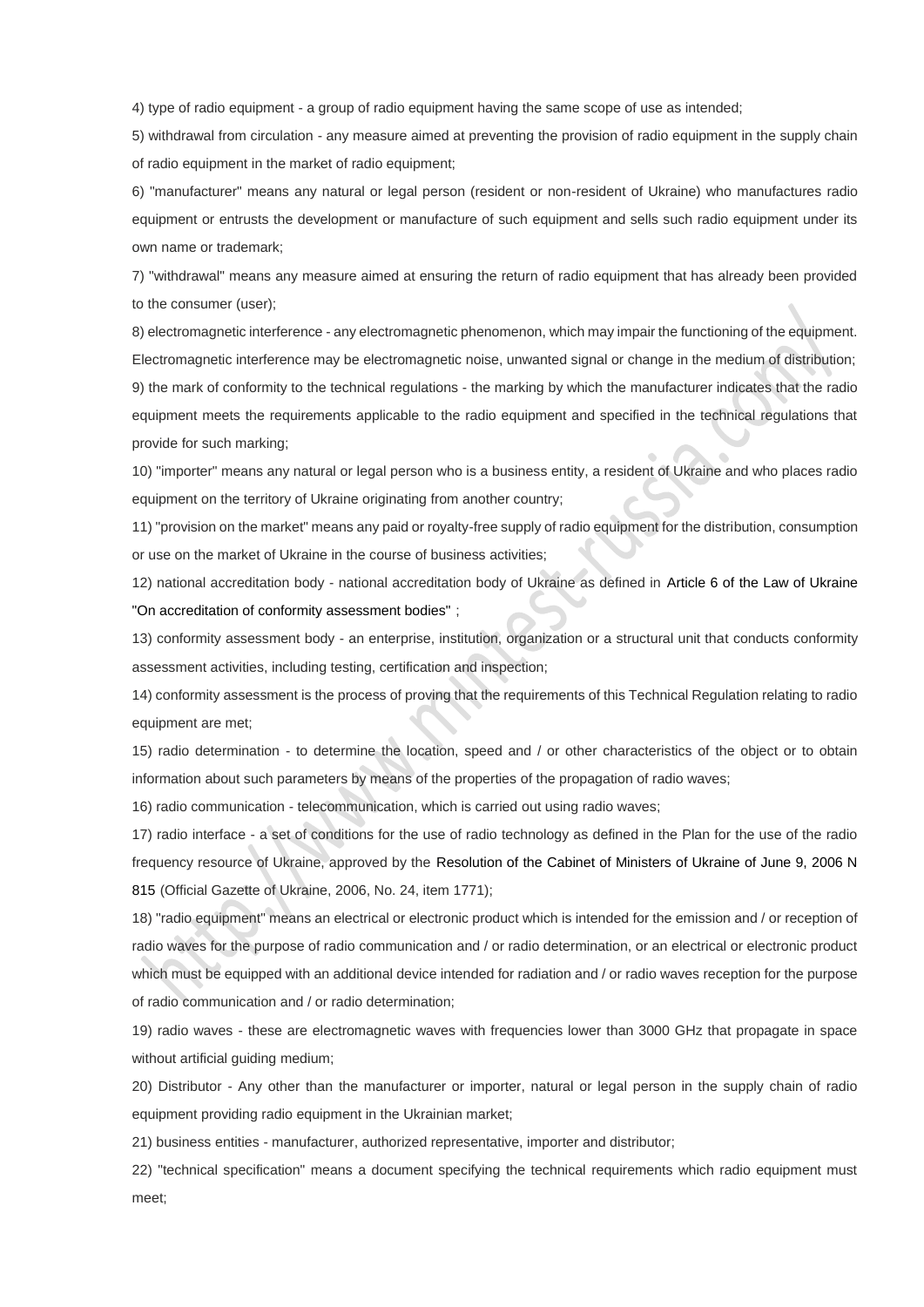4) type of radio equipment - a group of radio equipment having the same scope of use as intended;

5) withdrawal from circulation - any measure aimed at preventing the provision of radio equipment in the supply chain of radio equipment in the market of radio equipment;

6) "manufacturer" means any natural or legal person (resident or non-resident of Ukraine) who manufactures radio equipment or entrusts the development or manufacture of such equipment and sells such radio equipment under its own name or trademark;

7) "withdrawal" means any measure aimed at ensuring the return of radio equipment that has already been provided to the consumer (user);

8) electromagnetic interference - any electromagnetic phenomenon, which may impair the functioning of the equipment. Electromagnetic interference may be electromagnetic noise, unwanted signal or change in the medium of distribution;

9) the mark of conformity to the technical regulations - the marking by which the manufacturer indicates that the radio equipment meets the requirements applicable to the radio equipment and specified in the technical regulations that provide for such marking;

10) "importer" means any natural or legal person who is a business entity, a resident of Ukraine and who places radio equipment on the territory of Ukraine originating from another country;

11) "provision on the market" means any paid or royalty-free supply of radio equipment for the distribution, consumption or use on the market of Ukraine in the course of business activities;

12) national accreditation body - national accreditation body of Ukraine as defined in Article 6 of the Law of Ukraine "On accreditation of conformity assessment bodies" ;

13) conformity assessment body - an enterprise, institution, organization or a structural unit that conducts conformity assessment activities, including testing, certification and inspection;

14) conformity assessment is the process of proving that the requirements of this Technical Regulation relating to radio equipment are met;

15) radio determination - to determine the location, speed and / or other characteristics of the object or to obtain information about such parameters by means of the properties of the propagation of radio waves;

16) radio communication - telecommunication, which is carried out using radio waves;

17) radio interface - a set of conditions for the use of radio technology as defined in the Plan for the use of the radio frequency resource of Ukraine, approved by the Resolution of the Cabinet of Ministers of Ukraine of June 9, 2006 N 815 (Official Gazette of Ukraine, 2006, No. 24, item 1771);

18) "radio equipment" means an electrical or electronic product which is intended for the emission and / or reception of radio waves for the purpose of radio communication and / or radio determination, or an electrical or electronic product which must be equipped with an additional device intended for radiation and / or radio waves reception for the purpose of radio communication and / or radio determination;

19) radio waves - these are electromagnetic waves with frequencies lower than 3000 GHz that propagate in space without artificial guiding medium;

20) Distributor - Any other than the manufacturer or importer, natural or legal person in the supply chain of radio equipment providing radio equipment in the Ukrainian market;

21) business entities - manufacturer, authorized representative, importer and distributor;

22) "technical specification" means a document specifying the technical requirements which radio equipment must meet;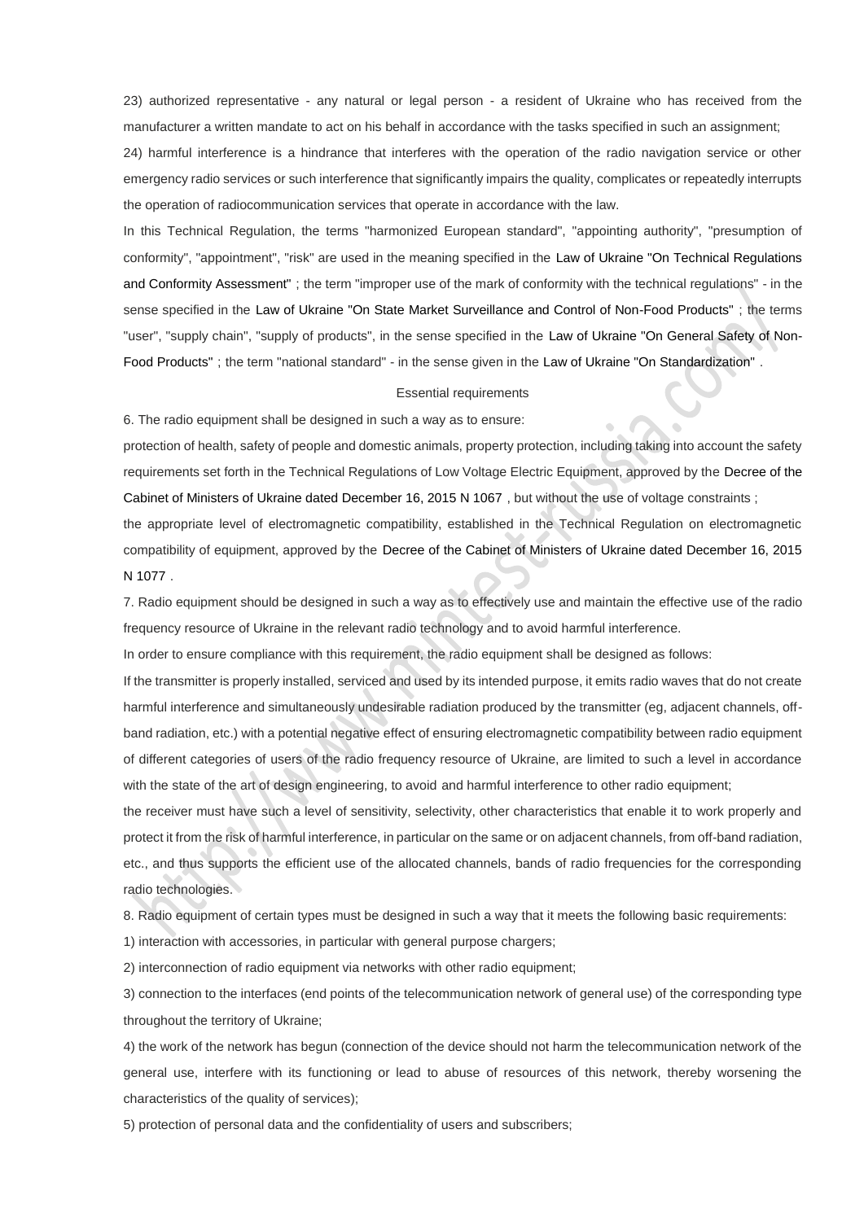23) authorized representative - any natural or legal person - a resident of Ukraine who has received from the manufacturer a written mandate to act on his behalf in accordance with the tasks specified in such an assignment;

24) harmful interference is a hindrance that interferes with the operation of the radio navigation service or other emergency radio services or such interference that significantly impairs the quality, complicates or repeatedly interrupts the operation of radiocommunication services that operate in accordance with the law.

In this Technical Regulation, the terms "harmonized European standard", "appointing authority", "presumption of conformity", "appointment", "risk" are used in the meaning specified in the Law of Ukraine "On Technical Regulations and Conformity Assessment" ; the term "improper use of the mark of conformity with the technical regulations" - in the sense specified in the Law of Ukraine "On State Market Surveillance and Control of Non-Food Products" ; the terms "user", "supply chain", "supply of products", in the sense specified in the Law of Ukraine "On General Safety of Non-Food Products" ; the term "national standard" - in the sense given in the Law of Ukraine "On Standardization" .

## Essential requirements

6. The radio equipment shall be designed in such a way as to ensure:

protection of health, safety of people and domestic animals, property protection, including taking into account the safety requirements set forth in the Technical Regulations of Low Voltage Electric Equipment, approved by the Decree of the Cabinet of Ministers of Ukraine dated December 16, 2015 N 1067 , but without the use of voltage constraints ;

the appropriate level of electromagnetic compatibility, established in the Technical Regulation on electromagnetic compatibility of equipment, approved by the Decree of the Cabinet of Ministers of Ukraine dated December 16, 2015 N 1077 .

7. Radio equipment should be designed in such a way as to effectively use and maintain the effective use of the radio frequency resource of Ukraine in the relevant radio technology and to avoid harmful interference.

In order to ensure compliance with this requirement, the radio equipment shall be designed as follows:

If the transmitter is properly installed, serviced and used by its intended purpose, it emits radio waves that do not create harmful interference and simultaneously undesirable radiation produced by the transmitter (eg, adjacent channels, off-band radiation, etc.) with a potential negative effect of ensuring electromagnetic compatibility between radio equipment of different categories of users of the radio frequency resource of Ukraine, are limited to such a level in accordance with the state of the art of design engineering, to avoid and harmful interference to other radio equipment;

the receiver must have such a level of sensitivity, selectivity, other characteristics that enable it to work properly and protect it from the risk of harmful interference, in particular on the same or on adjacent channels, from off-band radiation, etc., and thus supports the efficient use of the allocated channels, bands of radio frequencies for the corresponding radio technologies.

8. Radio equipment of certain types must be designed in such a way that it meets the following basic requirements:

1) interaction with accessories, in particular with general purpose chargers;

2) interconnection of radio equipment via networks with other radio equipment;

3) connection to the interfaces (end points of the telecommunication network of general use) of the corresponding type throughout the territory of Ukraine;

4) the work of the network has begun (connection of the device should not harm the telecommunication network of the general use, interfere with its functioning or lead to abuse of resources of this network, thereby worsening the characteristics of the quality of services);

5) protection of personal data and the confidentiality of users and subscribers;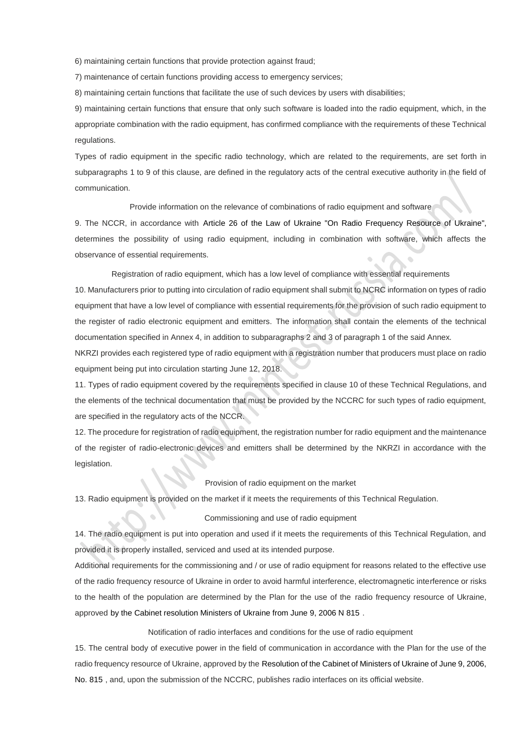6) maintaining certain functions that provide protection against fraud;

7) maintenance of certain functions providing access to emergency services;

8) maintaining certain functions that facilitate the use of such devices by users with disabilities;

9) maintaining certain functions that ensure that only such software is loaded into the radio equipment, which, in the appropriate combination with the radio equipment, has confirmed compliance with the requirements of these Technical regulations.

Types of radio equipment in the specific radio technology, which are related to the requirements, are set forth in subparagraphs 1 to 9 of this clause, are defined in the regulatory acts of the central executive authority in the field of communication.

### Provide information on the relevance of combinations of radio equipment and software

9. The NCCR, in accordance with Article 26 of the Law of Ukraine "On Radio Frequency Resource of Ukraine", determines the possibility of using radio equipment, including in combination with software, which affects the observance of essential requirements.

### Registration of radio equipment, which has a low level of compliance with essential requirements

10. Manufacturers prior to putting into circulation of radio equipment shall submit to NCRC information on types of radio equipment that have a low level of compliance with essential requirements for the provision of such radio equipment to the register of radio electronic equipment and emitters. The information shall contain the elements of the technical documentation specified in Annex 4, in addition to subparagraphs 2 and 3 of paragraph 1 of the said Annex.

NKRZI provides each registered type of radio equipment with a registration number that producers must place on radio equipment being put into circulation starting June 12, 2018.

11. Types of radio equipment covered by the requirements specified in clause 10 of these Technical Regulations, and the elements of the technical documentation that must be provided by the NCCRC for such types of radio equipment, are specified in the regulatory acts of the NCCR.

12. The procedure for registration of radio equipment, the registration number for radio equipment and the maintenance of the register of radio-electronic devices and emitters shall be determined by the NKRZI in accordance with the legislation.

### Provision of radio equipment on the market

13. Radio equipment is provided on the market if it meets the requirements of this Technical Regulation.

### Commissioning and use of radio equipment

14. The radio equipment is put into operation and used if it meets the requirements of this Technical Regulation, and provided it is properly installed, serviced and used at its intended purpose.

Additional requirements for the commissioning and / or use of radio equipment for reasons related to the effective use of the radio frequency resource of Ukraine in order to avoid harmful interference, electromagnetic interference or risks to the health of the population are determined by the Plan for the use of the radio frequency resource of Ukraine, approved by the Cabinet resolution Ministers of Ukraine from June 9, 2006 N 815 .

### Notification of radio interfaces and conditions for the use of radio equipment

15. The central body of executive power in the field of communication in accordance with the Plan for the use of the radio frequency resource of Ukraine, approved by the Resolution of the Cabinet of Ministers of Ukraine of June 9, 2006, No. 815 , and, upon the submission of the NCCRC, publishes radio interfaces on its official website.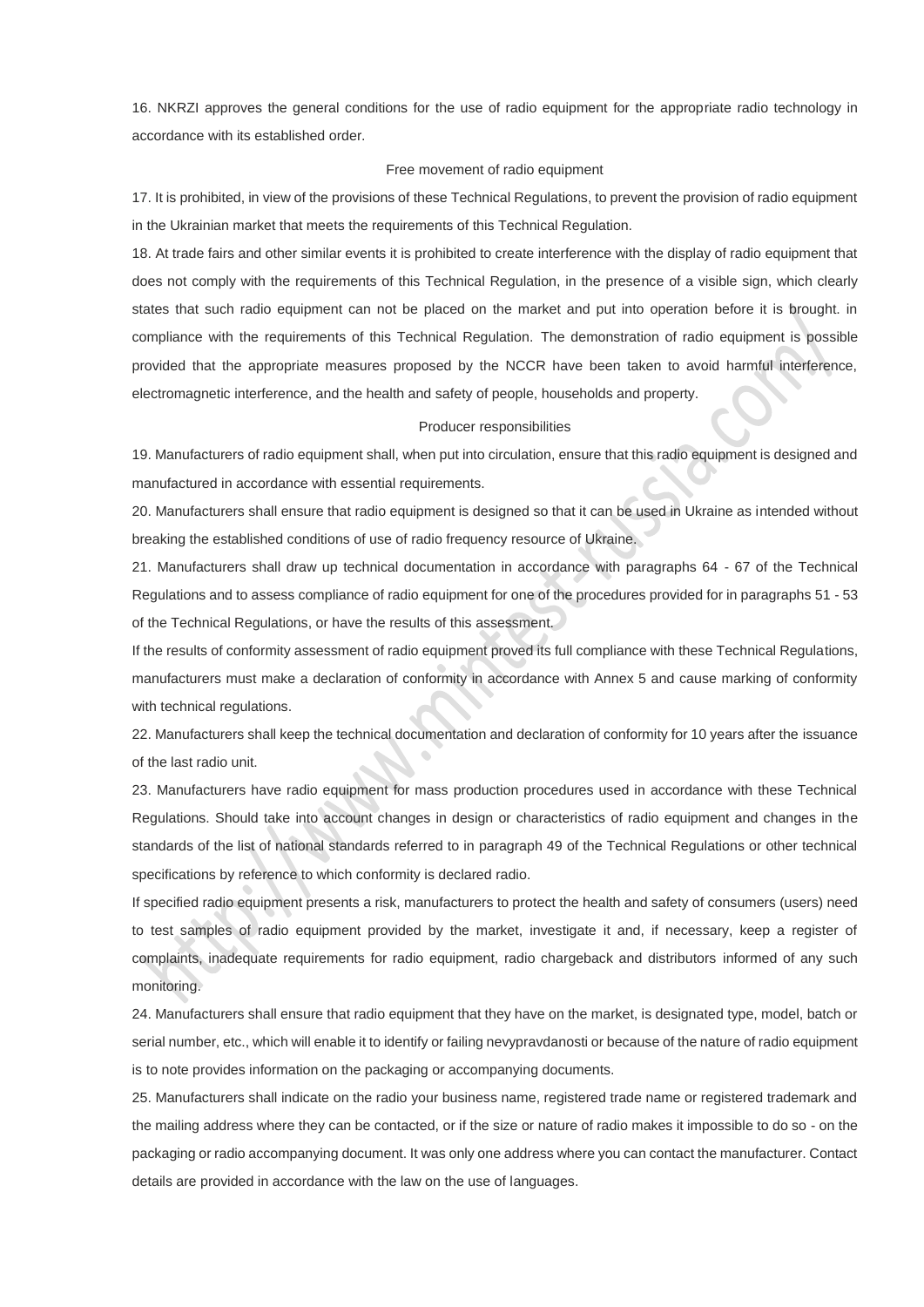16. NKRZI approves the general conditions for the use of radio equipment for the appropriate radio technology in accordance with its established order.

### Free movement of radio equipment

17. It is prohibited, in view of the provisions of these Technical Regulations, to prevent the provision of radio equipment in the Ukrainian market that meets the requirements of this Technical Regulation.

18. At trade fairs and other similar events it is prohibited to create interference with the display of radio equipment that does not comply with the requirements of this Technical Regulation, in the presence of a visible sign, which clearly states that such radio equipment can not be placed on the market and put into operation before it is brought. in compliance with the requirements of this Technical Regulation. The demonstration of radio equipment is possible provided that the appropriate measures proposed by the NCCR have been taken to avoid harmful interference, electromagnetic interference, and the health and safety of people, households and property.

### Producer responsibilities

19. Manufacturers of radio equipment shall, when put into circulation, ensure that this radio equipment is designed and manufactured in accordance with essential requirements.

20. Manufacturers shall ensure that radio equipment is designed so that it can be used in Ukraine as intended without breaking the established conditions of use of radio frequency resource of Ukraine.

21. Manufacturers shall draw up technical documentation in accordance with paragraphs 64 - 67 of the Technical Regulations and to assess compliance of radio equipment for one of the procedures provided for in paragraphs 51 - 53 of the Technical Regulations, or have the results of this assessment.

If the results of conformity assessment of radio equipment proved its full compliance with these Technical Regulations, manufacturers must make a declaration of conformity in accordance with Annex 5 and cause marking of conformity with technical regulations.

22. Manufacturers shall keep the technical documentation and declaration of conformity for 10 years after the issuance of the last radio unit.

23. Manufacturers have radio equipment for mass production procedures used in accordance with these Technical Regulations. Should take into account changes in design or characteristics of radio equipment and changes in the standards of the list of national standards referred to in paragraph 49 of the Technical Regulations or other technical specifications by reference to which conformity is declared radio.

If specified radio equipment presents a risk, manufacturers to protect the health and safety of consumers (users) need to test samples of radio equipment provided by the market, investigate it and, if necessary, keep a register of complaints, inadequate requirements for radio equipment, radio chargeback and distributors informed of any such monitoring.

24. Manufacturers shall ensure that radio equipment that they have on the market, is designated type, model, batch or serial number, etc., which will enable it to identify or failing nevypravdanosti or because of the nature of radio equipment is to note provides information on the packaging or accompanying documents.

25. Manufacturers shall indicate on the radio your business name, registered trade name or registered trademark and the mailing address where they can be contacted, or if the size or nature of radio makes it impossible to do so - on the packaging or radio accompanying document. It was only one address where you can contact the manufacturer. Contact details are provided in accordance with the law on the use of languages.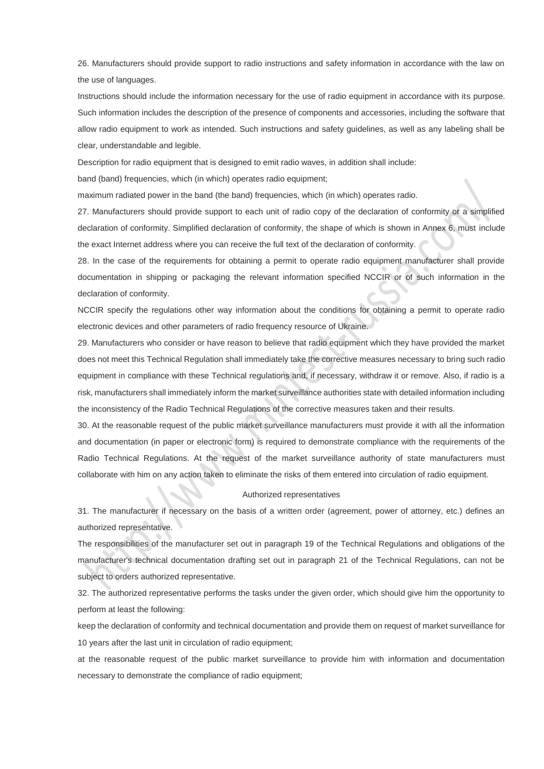26. Manufacturers should provide support to radio instructions and safety information in accordance with the law on the use of languages.

Instructions should include the information necessary for the use of radio equipment in accordance with its purpose. Such information includes the description of the presence of components and accessories, including the software that allow radio equipment to work as intended. Such instructions and safety guidelines, as well as any labeling shall be clear, understandable and legible.

Description for radio equipment that is designed to emit radio waves, in addition shall include:

band (band) frequencies, which (in which) operates radio equipment;

maximum radiated power in the band (the band) frequencies, which (in which) operates radio.

27. Manufacturers should provide support to each unit of radio copy of the declaration of conformity or a simplified declaration of conformity. Simplified declaration of conformity, the shape of which is shown in Annex 6, must include the exact Internet address where you can receive the full text of the declaration of conformity.

28. In the case of the requirements for obtaining a permit to operate radio equipment manufacturer shall provide documentation in shipping or packaging the relevant information specified NCCIR or of such information in the declaration of conformity.

NCCIR specify the regulations other way information about the conditions for obtaining a permit to operate radio electronic devices and other parameters of radio frequency resource of Ukraine.

29. Manufacturers who consider or have reason to believe that radio equipment which they have provided the market does not meet this Technical Regulation shall immediately take the corrective measures necessary to bring such radio equipment in compliance with these Technical regulations and, if necessary, withdraw it or remove. Also, if radio is a risk, manufacturers shall immediately inform the market surveillance authorities state with detailed information including the inconsistency of the Radio Technical Regulations of the corrective measures taken and their results.

30. At the reasonable request of the public market surveillance manufacturers must provide it with all the information and documentation (in paper or electronic form) is required to demonstrate compliance with the requirements of the Radio Technical Regulations. At the request of the market surveillance authority of state manufacturers must collaborate with him on any action taken to eliminate the risks of them entered into circulation of radio equipment.

## Authorized representatives

31. The manufacturer if necessary on the basis of a written order (agreement, power of attorney, etc.) defines an authorized representative.

The responsibilities of the manufacturer set out in paragraph 19 of the Technical Regulations and obligations of the manufacturer's technical documentation drafting set out in paragraph 21 of the Technical Regulations, can not be subject to orders authorized representative.

32. The authorized representative performs the tasks under the given order, which should give him the opportunity to perform at least the following:

keep the declaration of conformity and technical documentation and provide them on request of market surveillance for 10 years after the last unit in circulation of radio equipment;

at the reasonable request of the public market surveillance to provide him with information and documentation necessary to demonstrate the compliance of radio equipment;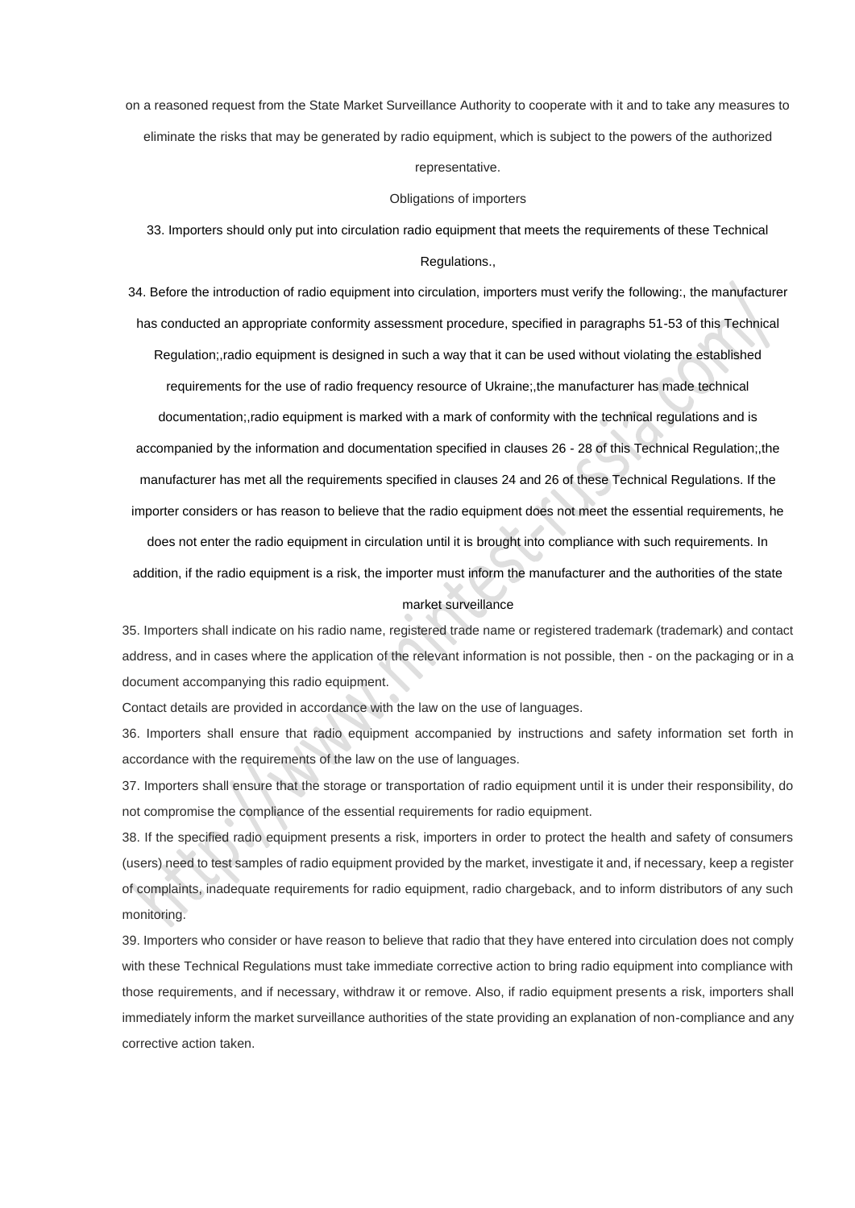on a reasoned request from the State Market Surveillance Authority to cooperate with it and to take any measures to eliminate the risks that may be generated by radio equipment, which is subject to the powers of the authorized representative.

Obligations of importers

33. Importers should only put into circulation radio equipment that meets the requirements of these Technical Regulations.,

34. Before the introduction of radio equipment into circulation, importers must verify the following:, the manufacturer has conducted an appropriate conformity assessment procedure, specified in paragraphs 51-53 of this Technical Regulation;,radio equipment is designed in such a way that it can be used without violating the established requirements for the use of radio frequency resource of Ukraine;,the manufacturer has made technical documentation;,radio equipment is marked with a mark of conformity with the technical regulations and is accompanied by the information and documentation specified in clauses 26 - 28 of this Technical Regulation;,the manufacturer has met all the requirements specified in clauses 24 and 26 of these Technical Regulations. If the importer considers or has reason to believe that the radio equipment does not meet the essential requirements, he does not enter the radio equipment in circulation until it is brought into compliance with such requirements. In addition, if the radio equipment is a risk, the importer must inform the manufacturer and the authorities of the state market surveillance

35. Importers shall indicate on his radio name, registered trade name or registered trademark (trademark) and contact address, and in cases where the application of the relevant information is not possible, then - on the packaging or in a document accompanying this radio equipment.

Contact details are provided in accordance with the law on the use of languages.

36. Importers shall ensure that radio equipment accompanied by instructions and safety information set forth in accordance with the requirements of the law on the use of languages.

37. Importers shall ensure that the storage or transportation of radio equipment until it is under their responsibility, do not compromise the compliance of the essential requirements for radio equipment.

38. If the specified radio equipment presents a risk, importers in order to protect the health and safety of consumers (users) need to test samples of radio equipment provided by the market, investigate it and, if necessary, keep a register of complaints, inadequate requirements for radio equipment, radio chargeback, and to inform distributors of any such monitoring.

39. Importers who consider or have reason to believe that radio that they have entered into circulation does not comply with these Technical Regulations must take immediate corrective action to bring radio equipment into compliance with those requirements, and if necessary, withdraw it or remove. Also, if radio equipment presents a risk, importers shall immediately inform the market surveillance authorities of the state providing an explanation of non-compliance and any corrective action taken.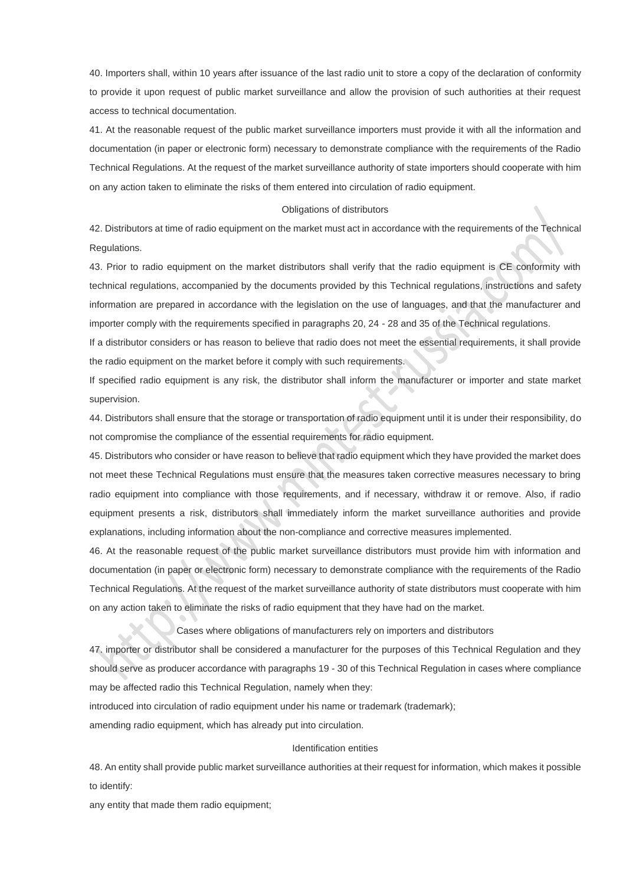40. Importers shall, within 10 years after issuance of the last radio unit to store a copy of the declaration of conformity to provide it upon request of public market surveillance and allow the provision of such authorities at their request access to technical documentation.

41. At the reasonable request of the public market surveillance importers must provide it with all the information and documentation (in paper or electronic form) necessary to demonstrate compliance with the requirements of the Radio Technical Regulations. At the request of the market surveillance authority of state importers should cooperate with him on any action taken to eliminate the risks of them entered into circulation of radio equipment.

### Obligations of distributors

42. Distributors at time of radio equipment on the market must act in accordance with the requirements of the Technical Regulations.

43. Prior to radio equipment on the market distributors shall verify that the radio equipment is CE conformity with technical regulations, accompanied by the documents provided by this Technical regulations, instructions and safety information are prepared in accordance with the legislation on the use of languages, and that the manufacturer and importer comply with the requirements specified in paragraphs 20, 24 - 28 and 35 of the Technical regulations.

If a distributor considers or has reason to believe that radio does not meet the essential requirements, it shall provide the radio equipment on the market before it comply with such requirements.

If specified radio equipment is any risk, the distributor shall inform the manufacturer or importer and state market supervision.

44. Distributors shall ensure that the storage or transportation of radio equipment until it is under their responsibility, do not compromise the compliance of the essential requirements for radio equipment.

45. Distributors who consider or have reason to believe that radio equipment which they have provided the market does not meet these Technical Regulations must ensure that the measures taken corrective measures necessary to bring radio equipment into compliance with those requirements, and if necessary, withdraw it or remove. Also, if radio equipment presents a risk, distributors shall immediately inform the market surveillance authorities and provide explanations, including information about the non-compliance and corrective measures implemented.

46. At the reasonable request of the public market surveillance distributors must provide him with information and documentation (in paper or electronic form) necessary to demonstrate compliance with the requirements of the Radio Technical Regulations. At the request of the market surveillance authority of state distributors must cooperate with him on any action taken to eliminate the risks of radio equipment that they have had on the market.

### Cases where obligations of manufacturers rely on importers and distributors

47. importer or distributor shall be considered a manufacturer for the purposes of this Technical Regulation and they should serve as producer accordance with paragraphs 19 - 30 of this Technical Regulation in cases where compliance may be affected radio this Technical Regulation, namely when they:

introduced into circulation of radio equipment under his name or trademark (trademark);

amending radio equipment, which has already put into circulation.

### Identification entities

48. An entity shall provide public market surveillance authorities at their request for information, which makes it possible to identify:

any entity that made them radio equipment;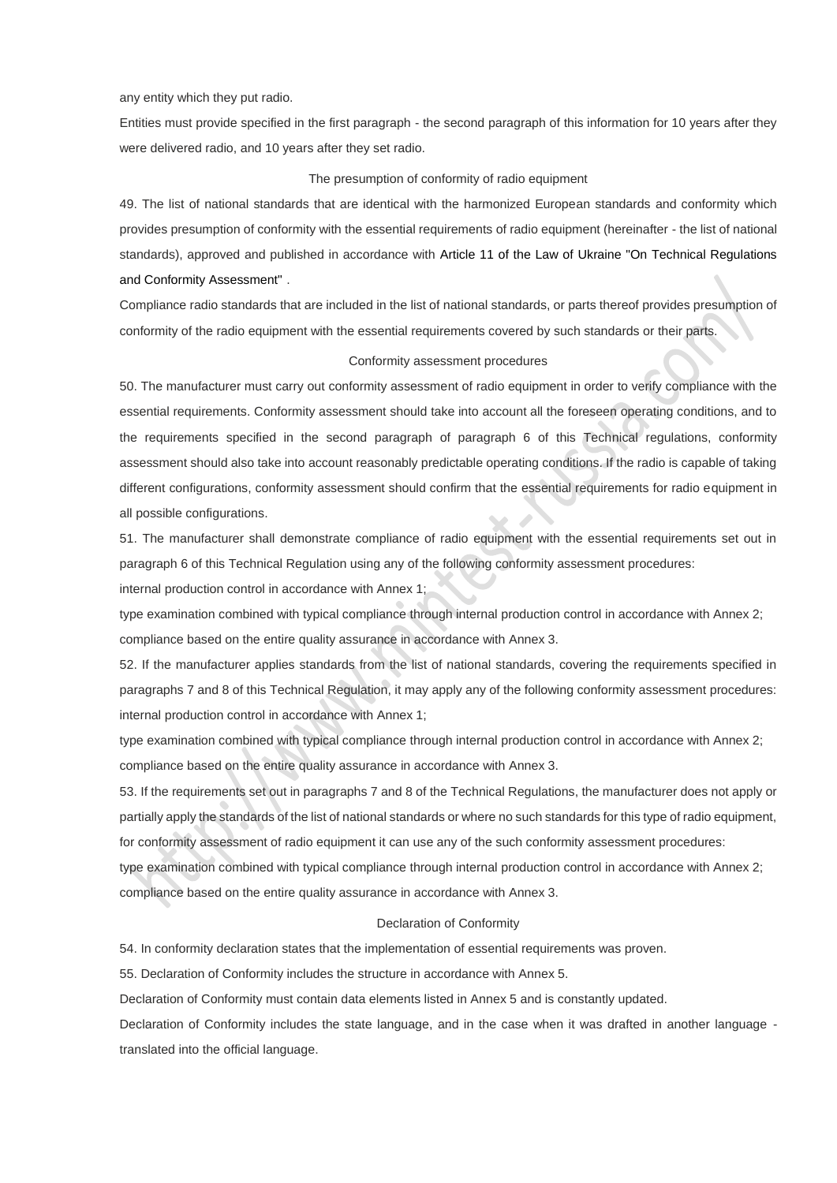any entity which they put radio.

Entities must provide specified in the first paragraph - the second paragraph of this information for 10 years after they were delivered radio, and 10 years after they set radio.

### The presumption of conformity of radio equipment

49. The list of national standards that are identical with the harmonized European standards and conformity which provides presumption of conformity with the essential requirements of radio equipment (hereinafter - the list of national standards), approved and published in accordance with Article 11 of the Law of Ukraine "On Technical Regulations and Conformity Assessment" .

Compliance radio standards that are included in the list of national standards, or parts thereof provides presumption of conformity of the radio equipment with the essential requirements covered by such standards or their parts.

### Conformity assessment procedures

50. The manufacturer must carry out conformity assessment of radio equipment in order to verify compliance with the essential requirements. Conformity assessment should take into account all the foreseen operating conditions, and to the requirements specified in the second paragraph of paragraph 6 of this Technical regulations, conformity assessment should also take into account reasonably predictable operating conditions. If the radio is capable of taking different configurations, conformity assessment should confirm that the essential requirements for radio equipment in all possible configurations.

51. The manufacturer shall demonstrate compliance of radio equipment with the essential requirements set out in paragraph 6 of this Technical Regulation using any of the following conformity assessment procedures:

internal production control in accordance with Annex 1;

type examination combined with typical compliance through internal production control in accordance with Annex 2;

compliance based on the entire quality assurance in accordance with Annex 3.

52. If the manufacturer applies standards from the list of national standards, covering the requirements specified in paragraphs 7 and 8 of this Technical Regulation, it may apply any of the following conformity assessment procedures:

internal production control in accordance with Annex 1;

type examination combined with typical compliance through internal production control in accordance with Annex 2;

compliance based on the entire quality assurance in accordance with Annex 3.

53. If the requirements set out in paragraphs 7 and 8 of the Technical Regulations, the manufacturer does not apply or partially apply the standards of the list of national standards or where no such standards for this type of radio equipment, for conformity assessment of radio equipment it can use any of the such conformity assessment procedures:

type examination combined with typical compliance through internal production control in accordance with Annex 2;

compliance based on the entire quality assurance in accordance with Annex 3.

### Declaration of Conformity

54. In conformity declaration states that the implementation of essential requirements was proven.

55. Declaration of Conformity includes the structure in accordance with Annex 5.

Declaration of Conformity must contain data elements listed in Annex 5 and is constantly updated.

Declaration of Conformity includes the state language, and in the case when it was drafted in another language - translated into the official language.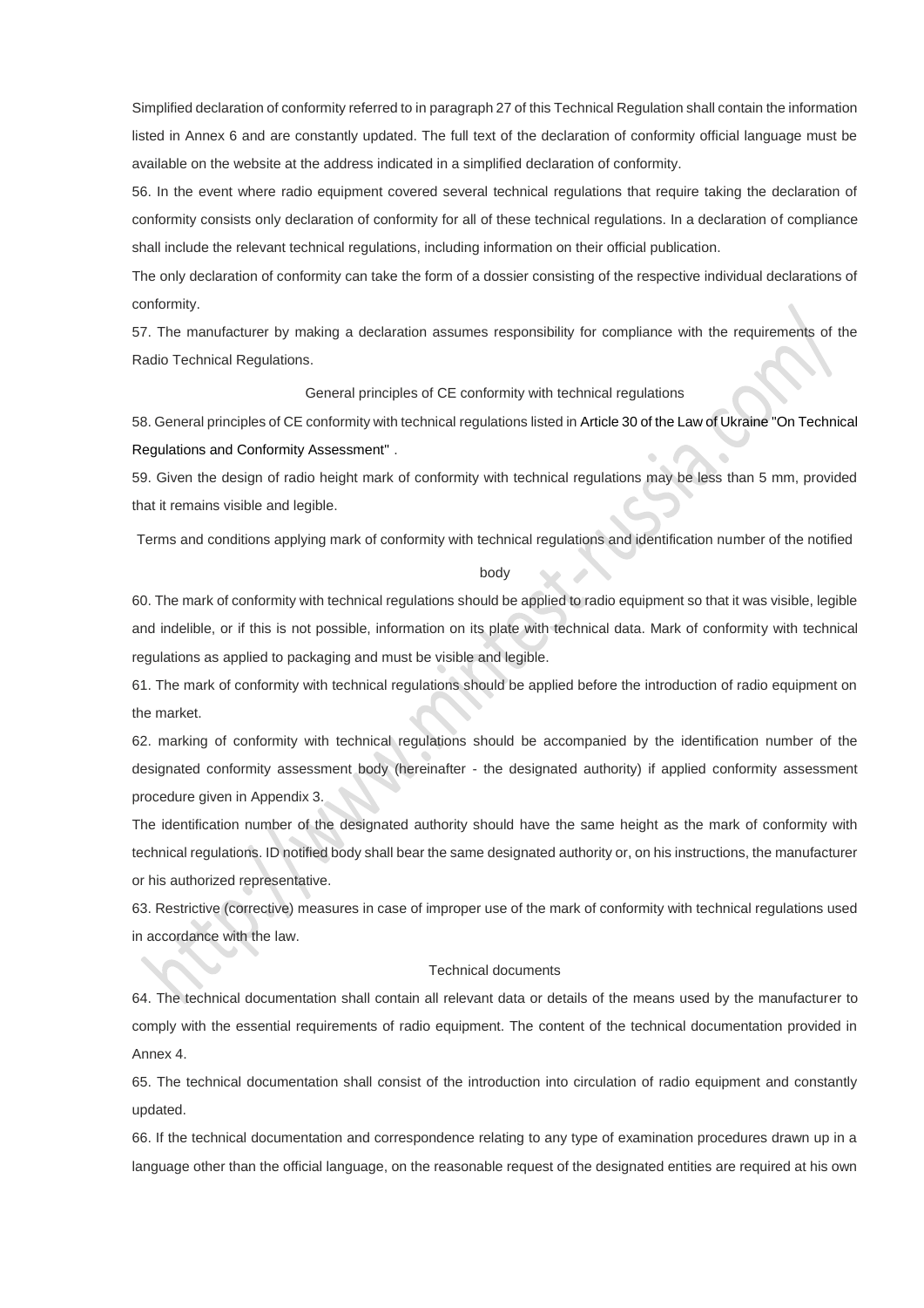Simplified declaration of conformity referred to in paragraph 27 of this Technical Regulation shall contain the information listed in Annex 6 and are constantly updated. The full text of the declaration of conformity official language must be available on the website at the address indicated in a simplified declaration of conformity.

56. In the event where radio equipment covered several technical regulations that require taking the declaration of conformity consists only declaration of conformity for all of these technical regulations. In a declaration of compliance shall include the relevant technical regulations, including information on their official publication.

The only declaration of conformity can take the form of a dossier consisting of the respective individual declarations of conformity.

57. The manufacturer by making a declaration assumes responsibility for compliance with the requirements of the Radio Technical Regulations.

### General principles of CE conformity with technical regulations

58. General principles of CE conformity with technical regulations listed in Article 30 of the Law of Ukraine "On Technical Regulations and Conformity Assessment" .

59. Given the design of radio height mark of conformity with technical regulations may be less than 5 mm, provided that it remains visible and legible.

### Terms and conditions applying mark of conformity with technical regulations and identification number of the notified body

60. The mark of conformity with technical regulations should be applied to radio equipment so that it was visible, legible and indelible, or if this is not possible, information on its plate with technical data. Mark of conformity with technical regulations as applied to packaging and must be visible and legible.

61. The mark of conformity with technical regulations should be applied before the introduction of radio equipment on the market.

62. marking of conformity with technical regulations should be accompanied by the identification number of the designated conformity assessment body (hereinafter - the designated authority) if applied conformity assessment procedure given in Appendix 3.

The identification number of the designated authority should have the same height as the mark of conformity with technical regulations. ID notified body shall bear the same designated authority or, on his instructions, the manufacturer or his authorized representative.

63. Restrictive (corrective) measures in case of improper use of the mark of conformity with technical regulations used in accordance with the law.

### Technical documents

64. The technical documentation shall contain all relevant data or details of the means used by the manufacturer to comply with the essential requirements of radio equipment. The content of the technical documentation provided in Annex 4.

65. The technical documentation shall consist of the introduction into circulation of radio equipment and constantly updated.

66. If the technical documentation and correspondence relating to any type of examination procedures drawn up in a language other than the official language, on the reasonable request of the designated entities are required at his own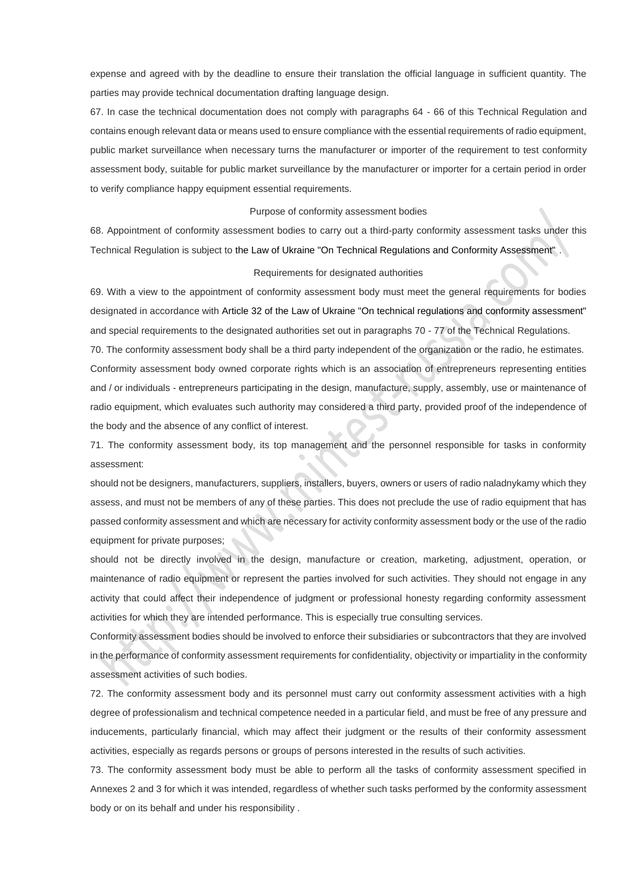expense and agreed with by the deadline to ensure their translation the official language in sufficient quantity. The parties may provide technical documentation drafting language design.

67. In case the technical documentation does not comply with paragraphs 64 - 66 of this Technical Regulation and contains enough relevant data or means used to ensure compliance with the essential requirements of radio equipment, public market surveillance when necessary turns the manufacturer or importer of the requirement to test conformity assessment body, suitable for public market surveillance by the manufacturer or importer for a certain period in order to verify compliance happy equipment essential requirements.

### Purpose of conformity assessment bodies

68. Appointment of conformity assessment bodies to carry out a third-party conformity assessment tasks under this Technical Regulation is subject to the Law of Ukraine "On Technical Regulations and Conformity Assessment" .

### Requirements for designated authorities

69. With a view to the appointment of conformity assessment body must meet the general requirements for bodies designated in accordance with Article 32 of the Law of Ukraine "On technical regulations and conformity assessment" and special requirements to the designated authorities set out in paragraphs 70 - 77 of the Technical Regulations.

70. The conformity assessment body shall be a third party independent of the organization or the radio, he estimates. Conformity assessment body owned corporate rights which is an association of entrepreneurs representing entities and / or individuals - entrepreneurs participating in the design, manufacture, supply, assembly, use or maintenance of radio equipment, which evaluates such authority may considered a third party, provided proof of the independence of the body and the absence of any conflict of interest.

71. The conformity assessment body, its top management and the personnel responsible for tasks in conformity assessment:

should not be designers, manufacturers, suppliers, installers, buyers, owners or users of radio naladnykamy which they assess, and must not be members of any of these parties. This does not preclude the use of radio equipment that has passed conformity assessment and which are necessary for activity conformity assessment body or the use of the radio equipment for private purposes;

should not be directly involved in the design, manufacture or creation, marketing, adjustment, operation, or maintenance of radio equipment or represent the parties involved for such activities. They should not engage in any activity that could affect their independence of judgment or professional honesty regarding conformity assessment activities for which they are intended performance. This is especially true consulting services.

Conformity assessment bodies should be involved to enforce their subsidiaries or subcontractors that they are involved in the performance of conformity assessment requirements for confidentiality, objectivity or impartiality in the conformity assessment activities of such bodies.

72. The conformity assessment body and its personnel must carry out conformity assessment activities with a high degree of professionalism and technical competence needed in a particular field, and must be free of any pressure and inducements, particularly financial, which may affect their judgment or the results of their conformity assessment activities, especially as regards persons or groups of persons interested in the results of such activities.

73. The conformity assessment body must be able to perform all the tasks of conformity assessment specified in Annexes 2 and 3 for which it was intended, regardless of whether such tasks performed by the conformity assessment body or on its behalf and under his responsibility .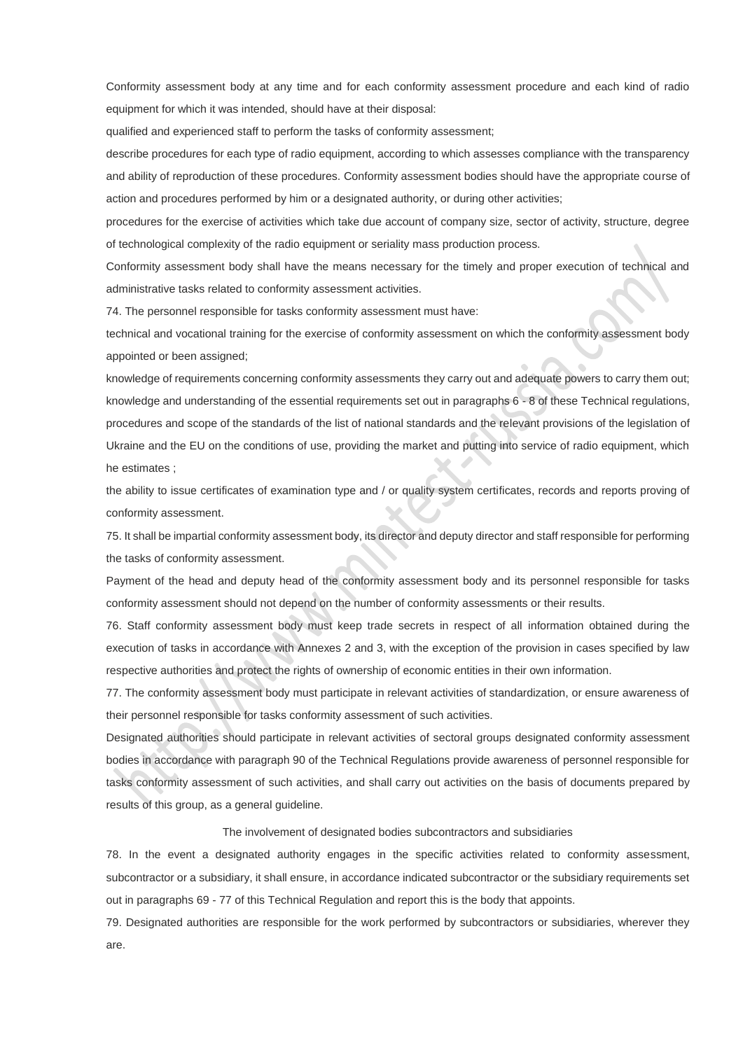Conformity assessment body at any time and for each conformity assessment procedure and each kind of radio equipment for which it was intended, should have at their disposal:

qualified and experienced staff to perform the tasks of conformity assessment;

describe procedures for each type of radio equipment, according to which assesses compliance with the transparency and ability of reproduction of these procedures. Conformity assessment bodies should have the appropriate course of action and procedures performed by him or a designated authority, or during other activities;

procedures for the exercise of activities which take due account of company size, sector of activity, structure, degree of technological complexity of the radio equipment or seriality mass production process.

Conformity assessment body shall have the means necessary for the timely and proper execution of technical and administrative tasks related to conformity assessment activities.

74. The personnel responsible for tasks conformity assessment must have:

technical and vocational training for the exercise of conformity assessment on which the conformity assessment body appointed or been assigned;

knowledge of requirements concerning conformity assessments they carry out and adequate powers to carry them out;

knowledge and understanding of the essential requirements set out in paragraphs 6 - 8 of these Technical regulations, procedures and scope of the standards of the list of national standards and the relevant provisions of the legislation of Ukraine and the EU on the conditions of use, providing the market and putting into service of radio equipment, which he estimates ;

the ability to issue certificates of examination type and / or quality system certificates, records and reports proving of conformity assessment.

75. It shall be impartial conformity assessment body, its director and deputy director and staff responsible for performing the tasks of conformity assessment.

Payment of the head and deputy head of the conformity assessment body and its personnel responsible for tasks conformity assessment should not depend on the number of conformity assessments or their results.

76. Staff conformity assessment body must keep trade secrets in respect of all information obtained during the execution of tasks in accordance with Annexes 2 and 3, with the exception of the provision in cases specified by law respective authorities and protect the rights of ownership of economic entities in their own information.

77. The conformity assessment body must participate in relevant activities of standardization, or ensure awareness of their personnel responsible for tasks conformity assessment of such activities.

Designated authorities should participate in relevant activities of sectoral groups designated conformity assessment bodies in accordance with paragraph 90 of the Technical Regulations provide awareness of personnel responsible for tasks conformity assessment of such activities, and shall carry out activities on the basis of documents prepared by results of this group, as a general guideline.

### The involvement of designated bodies subcontractors and subsidiaries

78. In the event a designated authority engages in the specific activities related to conformity assessment, subcontractor or a subsidiary, it shall ensure, in accordance indicated subcontractor or the subsidiary requirements set out in paragraphs 69 - 77 of this Technical Regulation and report this is the body that appoints.

79. Designated authorities are responsible for the work performed by subcontractors or subsidiaries, wherever they are.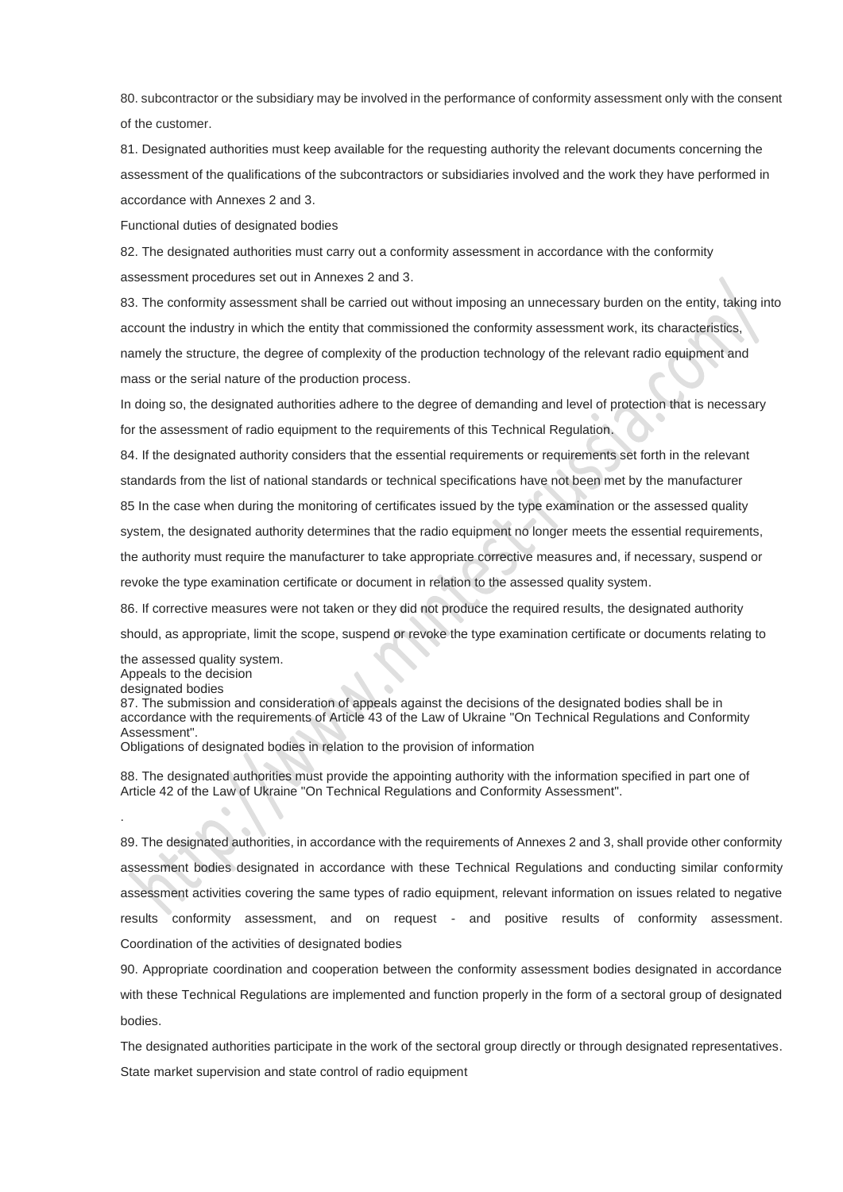80. subcontractor or the subsidiary may be involved in the performance of conformity assessment only with the consent of the customer.

81. Designated authorities must keep available for the requesting authority the relevant documents concerning the assessment of the qualifications of the subcontractors or subsidiaries involved and the work they have performed in accordance with Annexes 2 and 3.

### Functional duties of designated bodies

82. The designated authorities must carry out a conformity assessment in accordance with the conformity assessment procedures set out in Annexes 2 and 3.

83. The conformity assessment shall be carried out without imposing an unnecessary burden on the entity, taking into account the industry in which the entity that commissioned the conformity assessment work, its characteristics, namely the structure, the degree of complexity of the production technology of the relevant radio equipment and mass or the serial nature of the production process.

In doing so, the designated authorities adhere to the degree of demanding and level of protection that is necessary for the assessment of radio equipment to the requirements of this Technical Regulation.

84. If the designated authority considers that the essential requirements or requirements set forth in the relevant standards from the list of national standards or technical specifications have not been met by the manufacturer

85 In the case when during the monitoring of certificates issued by the type examination or the assessed quality system, the designated authority determines that the radio equipment no longer meets the essential requirements, the authority must require the manufacturer to take appropriate corrective measures and, if necessary, suspend or revoke the type examination certificate or document in relation to the assessed quality system.

86. If corrective measures were not taken or they did not produce the required results, the designated authority should, as appropriate, limit the scope, suspend or revoke the type examination certificate or documents relating to the assessed quality system.

### Appeals to the decision designated bodies

87. The submission and consideration of appeals against the decisions of the designated bodies shall be in accordance with the requirements of Article 43 of the Law of Ukraine "On Technical Regulations and Conformity Assessment".

### Obligations of designated bodies in relation to the provision of information

88. The designated authorities must provide the appointing authority with the information specified in part one of Article 42 of the Law of Ukraine "On Technical Regulations and Conformity Assessment".

.

89. The designated authorities, in accordance with the requirements of Annexes 2 and 3, shall provide other conformity assessment bodies designated in accordance with these Technical Regulations and conducting similar conformity assessment activities covering the same types of radio equipment, relevant information on issues related to negative results conformity assessment, and on request - and positive results of conformity assessment.

### Coordination of the activities of designated bodies

90. Appropriate coordination and cooperation between the conformity assessment bodies designated in accordance with these Technical Regulations are implemented and function properly in the form of a sectoral group of designated bodies.

The designated authorities participate in the work of the sectoral group directly or through designated representatives.

### State market supervision and state control of radio equipment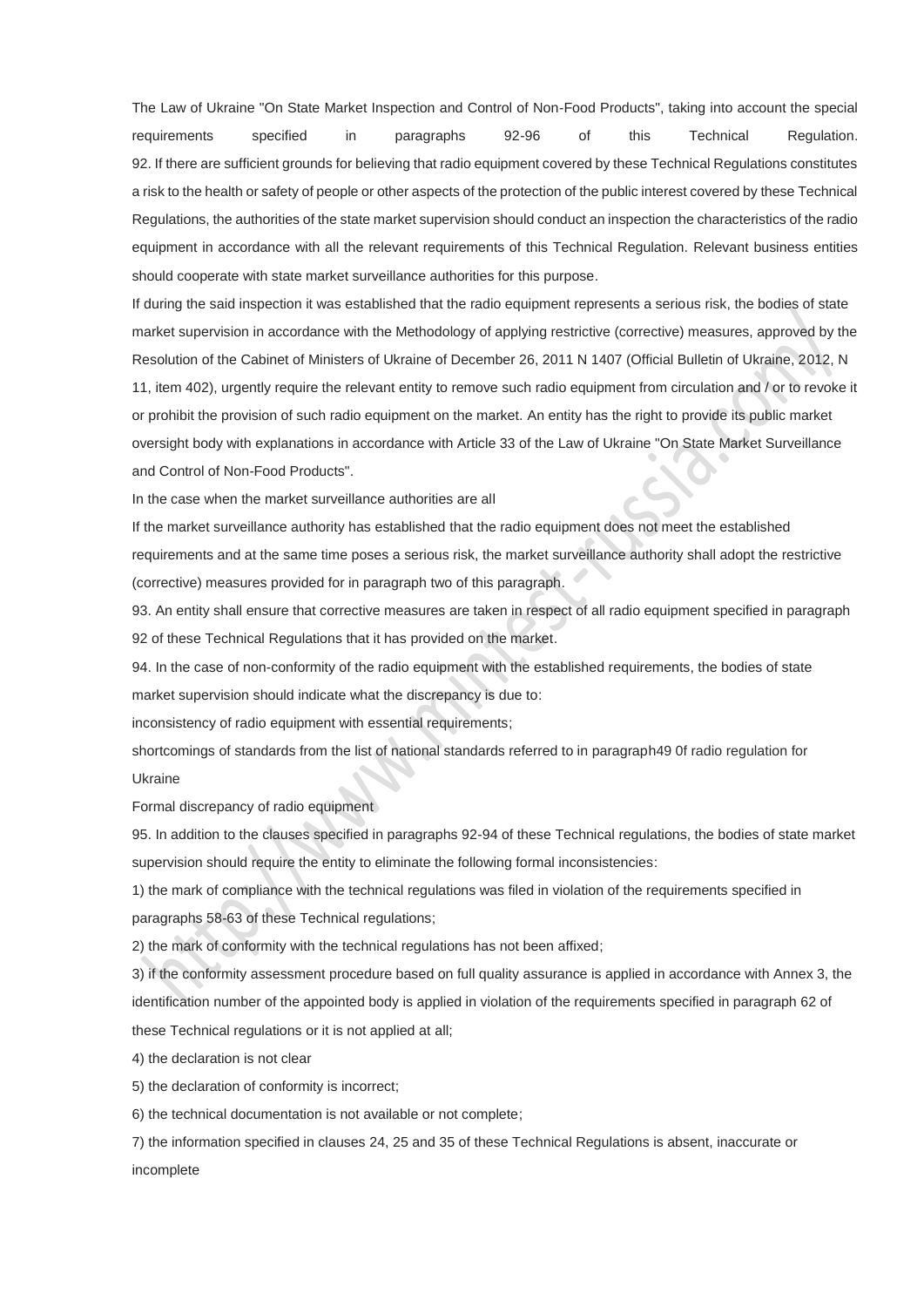The Law of Ukraine "On State Market Inspection and Control of Non-Food Products", taking into account the special requirements specified in paragraphs 92-96 of this Technical Regulation.

92. If there are sufficient grounds for believing that radio equipment covered by these Technical Regulations constitutes a risk to the health or safety of people or other aspects of the protection of the public interest covered by these Technical Regulations, the authorities of the state market supervision should conduct an inspection the characteristics of the radio equipment in accordance with all the relevant requirements of this Technical Regulation. Relevant business entities should cooperate with state market surveillance authorities for this purpose.

If during the said inspection it was established that the radio equipment represents a serious risk, the bodies of state market supervision in accordance with the Methodology of applying restrictive (corrective) measures, approved by the Resolution of the Cabinet of Ministers of Ukraine of December 26, 2011 N 1407 (Official Bulletin of Ukraine, 2012, N 11, item 402), urgently require the relevant entity to remove such radio equipment from circulation and / or to revoke it or prohibit the provision of such radio equipment on the market. An entity has the right to provide its public market oversight body with explanations in accordance with Article 33 of the Law of Ukraine "On State Market Surveillance and Control of Non-Food Products".

In the case when the market surveillance authorities are all

If the market surveillance authority has established that the radio equipment does not meet the established requirements and at the same time poses a serious risk, the market surveillance authority shall adopt the restrictive (corrective) measures provided for in paragraph two of this paragraph.

93. An entity shall ensure that corrective measures are taken in respect of all radio equipment specified in paragraph 92 of these Technical Regulations that it has provided on the market.

94. In the case of non-conformity of the radio equipment with the established requirements, the bodies of state market supervision should indicate what the discrepancy is due to:

inconsistency of radio equipment with essential requirements;

shortcomings of standards from the list of national standards referred to in paragraph49 0f radio regulation for Ukraine

Formal discrepancy of radio equipment

95. In addition to the clauses specified in paragraphs 92-94 of these Technical regulations, the bodies of state market supervision should require the entity to eliminate the following formal inconsistencies:

1) the mark of compliance with the technical regulations was filed in violation of the requirements specified in paragraphs 58-63 of these Technical regulations;

2) the mark of conformity with the technical regulations has not been affixed;

3) if the conformity assessment procedure based on full quality assurance is applied in accordance with Annex 3, the identification number of the appointed body is applied in violation of the requirements specified in paragraph 62 of these Technical regulations or it is not applied at all;

4) the declaration is not clear

5) the declaration of conformity is incorrect;

6) the technical documentation is not available or not complete;

7) the information specified in clauses 24, 25 and 35 of these Technical Regulations is absent, inaccurate or incomplete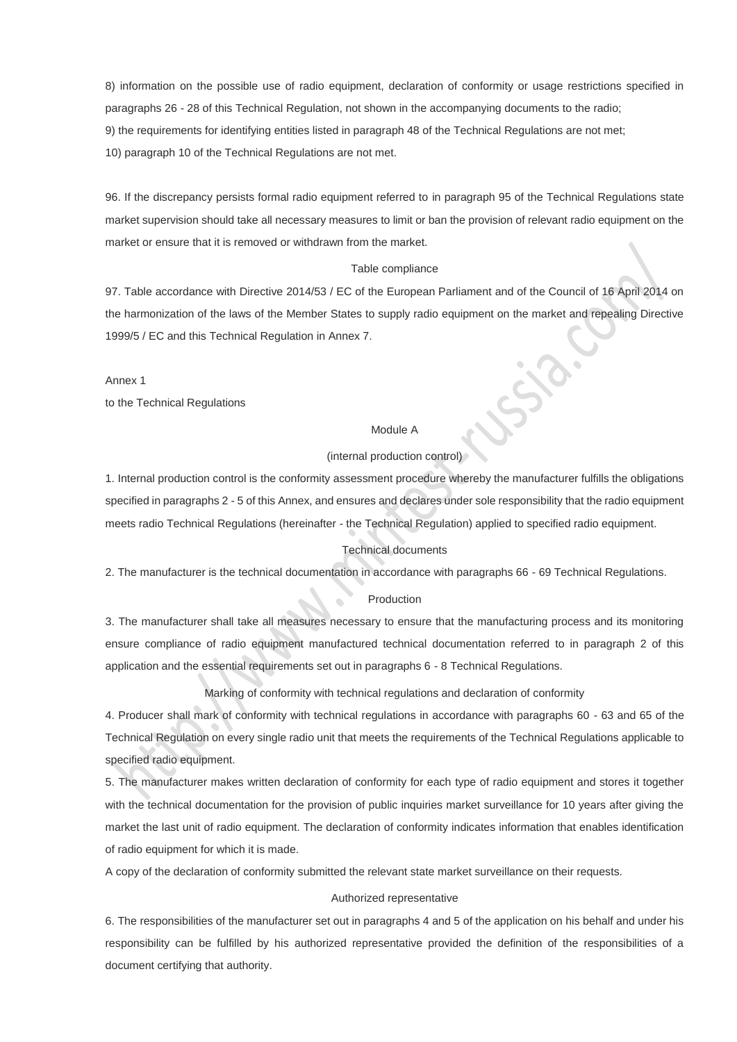8) information on the possible use of radio equipment, declaration of conformity or usage restrictions specified in paragraphs 26 - 28 of this Technical Regulation, not shown in the accompanying documents to the radio;

9) the requirements for identifying entities listed in paragraph 48 of the Technical Regulations are not met;

10) paragraph 10 of the Technical Regulations are not met.

96. If the discrepancy persists formal radio equipment referred to in paragraph 95 of the Technical Regulations state market supervision should take all necessary measures to limit or ban the provision of relevant radio equipment on the market or ensure that it is removed or withdrawn from the market.

Table compliance

97. Table accordance with Directive 2014/53 / EC of the European Parliament and of the Council of 16 April 2014 on the harmonization of the laws of the Member States to supply radio equipment on the market and repealing Directive 1999/5 / EC and this Technical Regulation in Annex 7.

Annex 1

to the Technical Regulations

## Module A

(internal production control)

1. Internal production control is the conformity assessment procedure whereby the manufacturer fulfills the obligations specified in paragraphs 2 - 5 of this Annex, and ensures and declares under sole responsibility that the radio equipment meets radio Technical Regulations (hereinafter - the Technical Regulation) applied to specified radio equipment.

### Technical documents

2. The manufacturer is the technical documentation in accordance with paragraphs 66 - 69 Technical Regulations.

### Production

3. The manufacturer shall take all measures necessary to ensure that the manufacturing process and its monitoring ensure compliance of radio equipment manufactured technical documentation referred to in paragraph 2 of this application and the essential requirements set out in paragraphs 6 - 8 Technical Regulations.

### Marking of conformity with technical regulations and declaration of conformity

4. Producer shall mark of conformity with technical regulations in accordance with paragraphs 60 - 63 and 65 of the Technical Regulation on every single radio unit that meets the requirements of the Technical Regulations applicable to specified radio equipment.

5. The manufacturer makes written declaration of conformity for each type of radio equipment and stores it together with the technical documentation for the provision of public inquiries market surveillance for 10 years after giving the market the last unit of radio equipment. The declaration of conformity indicates information that enables identification of radio equipment for which it is made.

A copy of the declaration of conformity submitted the relevant state market surveillance on their requests.

### Authorized representative

6. The responsibilities of the manufacturer set out in paragraphs 4 and 5 of the application on his behalf and under his responsibility can be fulfilled by his authorized representative provided the definition of the responsibilities of a document certifying that authority.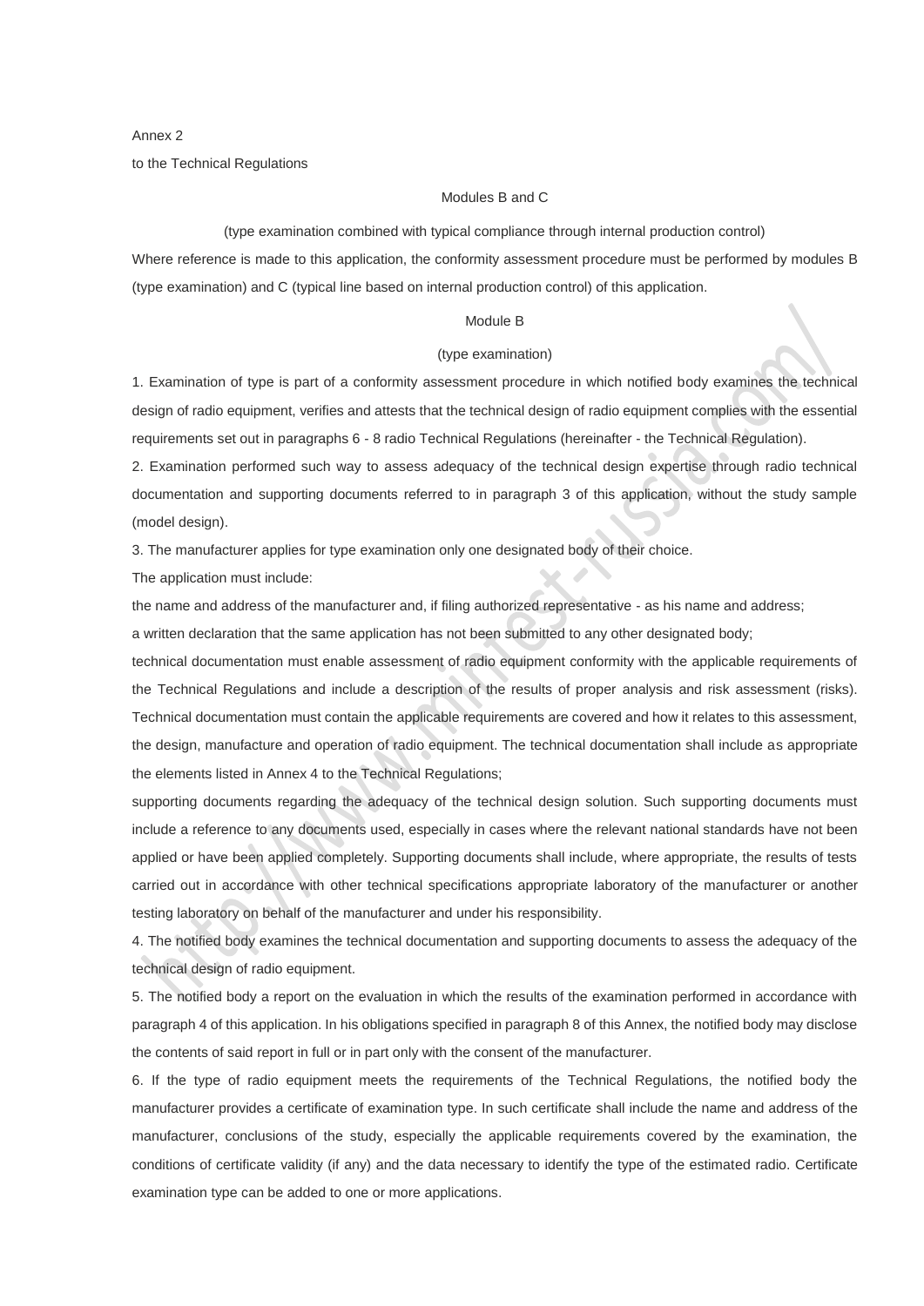Annex 2

to the Technical Regulations

## Modules B and C

(type examination combined with typical compliance through internal production control)

Where reference is made to this application, the conformity assessment procedure must be performed by modules B (type examination) and C (typical line based on internal production control) of this application.

### Module B

(type examination)

1. Examination of type is part of a conformity assessment procedure in which notified body examines the technical design of radio equipment, verifies and attests that the technical design of radio equipment complies with the essential requirements set out in paragraphs 6 - 8 radio Technical Regulations (hereinafter - the Technical Regulation).

2. Examination performed such way to assess adequacy of the technical design expertise through radio technical documentation and supporting documents referred to in paragraph 3 of this application, without the study sample (model design).

3. The manufacturer applies for type examination only one designated body of their choice.

The application must include:

the name and address of the manufacturer and, if filing authorized representative - as his name and address;

a written declaration that the same application has not been submitted to any other designated body;

technical documentation must enable assessment of radio equipment conformity with the applicable requirements of the Technical Regulations and include a description of the results of proper analysis and risk assessment (risks). Technical documentation must contain the applicable requirements are covered and how it relates to this assessment, the design, manufacture and operation of radio equipment. The technical documentation shall include as appropriate the elements listed in Annex 4 to the Technical Regulations;

supporting documents regarding the adequacy of the technical design solution. Such supporting documents must include a reference to any documents used, especially in cases where the relevant national standards have not been applied or have been applied completely. Supporting documents shall include, where appropriate, the results of tests carried out in accordance with other technical specifications appropriate laboratory of the manufacturer or another testing laboratory on behalf of the manufacturer and under his responsibility.

4. The notified body examines the technical documentation and supporting documents to assess the adequacy of the technical design of radio equipment.

5. The notified body a report on the evaluation in which the results of the examination performed in accordance with paragraph 4 of this application. In his obligations specified in paragraph 8 of this Annex, the notified body may disclose the contents of said report in full or in part only with the consent of the manufacturer.

6. If the type of radio equipment meets the requirements of the Technical Regulations, the notified body the manufacturer provides a certificate of examination type. In such certificate shall include the name and address of the manufacturer, conclusions of the study, especially the applicable requirements covered by the examination, the conditions of certificate validity (if any) and the data necessary to identify the type of the estimated radio. Certificate examination type can be added to one or more applications.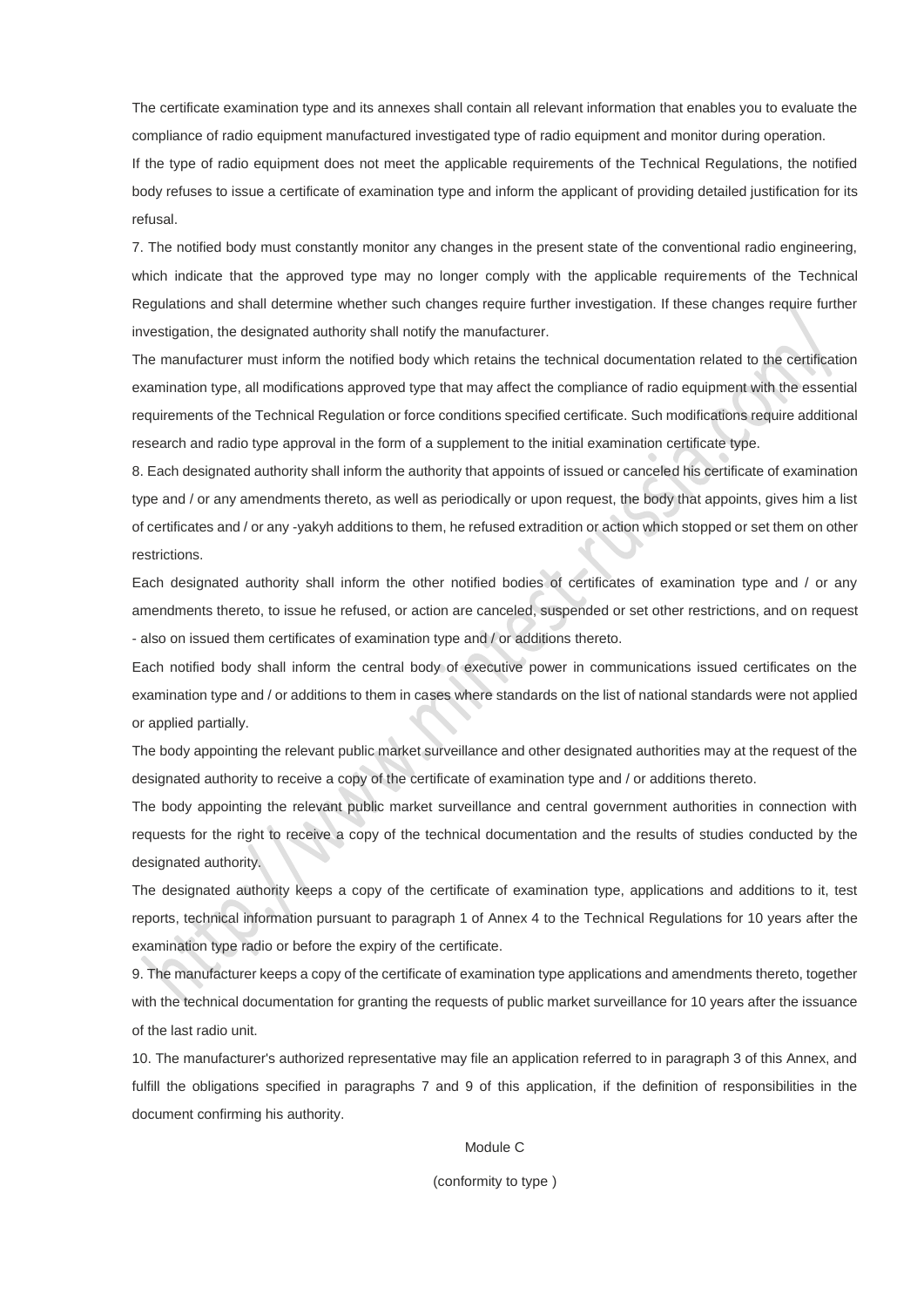The certificate examination type and its annexes shall contain all relevant information that enables you to evaluate the compliance of radio equipment manufactured investigated type of radio equipment and monitor during operation.

If the type of radio equipment does not meet the applicable requirements of the Technical Regulations, the notified body refuses to issue a certificate of examination type and inform the applicant of providing detailed justification for its refusal.

7. The notified body must constantly monitor any changes in the present state of the conventional radio engineering, which indicate that the approved type may no longer comply with the applicable requirements of the Technical Regulations and shall determine whether such changes require further investigation. If these changes require further investigation, the designated authority shall notify the manufacturer.

The manufacturer must inform the notified body which retains the technical documentation related to the certification examination type, all modifications approved type that may affect the compliance of radio equipment with the essential requirements of the Technical Regulation or force conditions specified certificate. Such modifications require additional research and radio type approval in the form of a supplement to the initial examination certificate type.

8. Each designated authority shall inform the authority that appoints of issued or canceled his certificate of examination type and / or any amendments thereto, as well as periodically or upon request, the body that appoints, gives him a list of certificates and / or any -yakyh additions to them, he refused extradition or action which stopped or set them on other restrictions.

Each designated authority shall inform the other notified bodies of certificates of examination type and / or any amendments thereto, to issue he refused, or action are canceled, suspended or set other restrictions, and on request - also on issued them certificates of examination type and / or additions thereto.

Each notified body shall inform the central body of executive power in communications issued certificates on the examination type and / or additions to them in cases where standards on the list of national standards were not applied or applied partially.

The body appointing the relevant public market surveillance and other designated authorities may at the request of the designated authority to receive a copy of the certificate of examination type and / or additions thereto.

The body appointing the relevant public market surveillance and central government authorities in connection with requests for the right to receive a copy of the technical documentation and the results of studies conducted by the designated authority.

The designated authority keeps a copy of the certificate of examination type, applications and additions to it, test reports, technical information pursuant to paragraph 1 of Annex 4 to the Technical Regulations for 10 years after the examination type radio or before the expiry of the certificate.

9. The manufacturer keeps a copy of the certificate of examination type applications and amendments thereto, together with the technical documentation for granting the requests of public market surveillance for 10 years after the issuance of the last radio unit.

10. The manufacturer's authorized representative may file an application referred to in paragraph 3 of this Annex, and fulfill the obligations specified in paragraphs 7 and 9 of this application, if the definition of responsibilities in the document confirming his authority.

Module C

(conformity to type )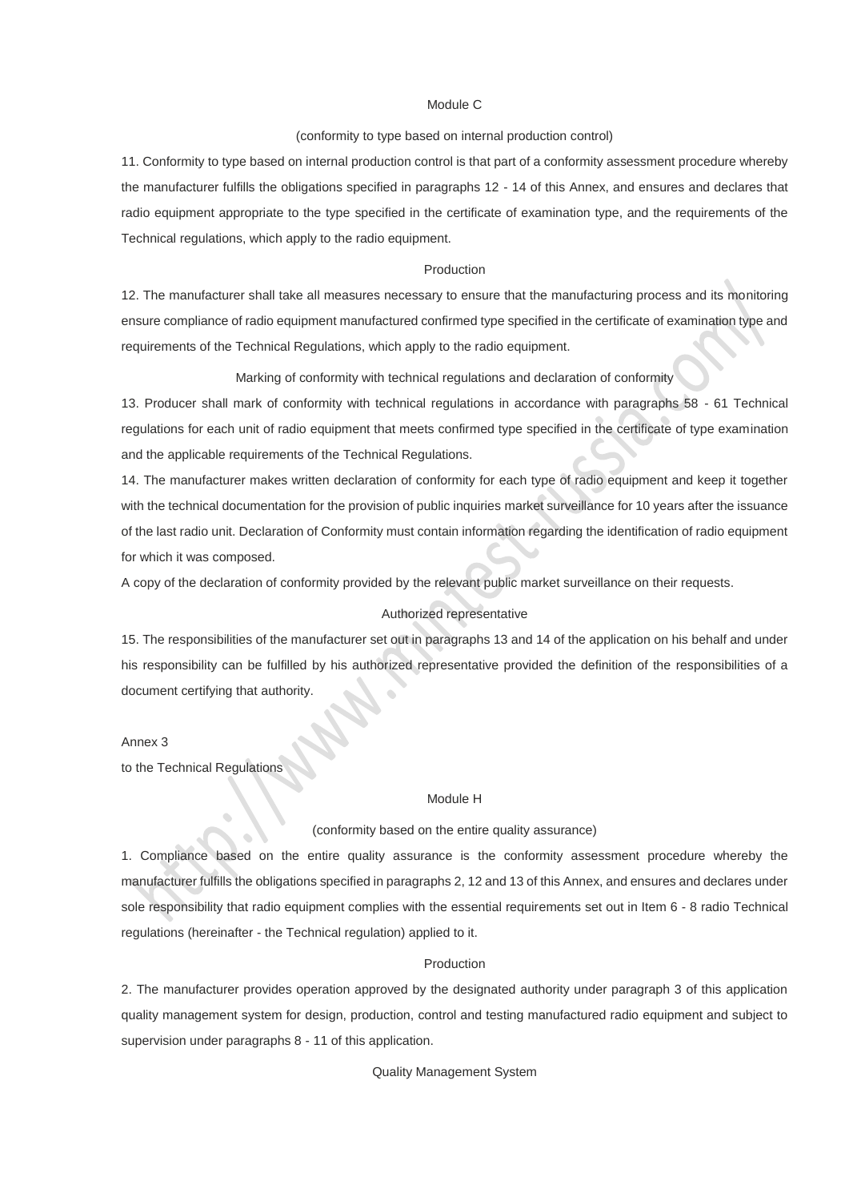Module C

(conformity to type based on internal production control)

11. Conformity to type based on internal production control is that part of a conformity assessment procedure whereby the manufacturer fulfills the obligations specified in paragraphs 12 - 14 of this Annex, and ensures and declares that radio equipment appropriate to the type specified in the certificate of examination type, and the requirements of the Technical regulations, which apply to the radio equipment.

Production

12. The manufacturer shall take all measures necessary to ensure that the manufacturing process and its monitoring ensure compliance of radio equipment manufactured confirmed type specified in the certificate of examination type and requirements of the Technical Regulations, which apply to the radio equipment.

Marking of conformity with technical regulations and declaration of conformity

13. Producer shall mark of conformity with technical regulations in accordance with paragraphs 58 - 61 Technical regulations for each unit of radio equipment that meets confirmed type specified in the certificate of type examination and the applicable requirements of the Technical Regulations.

14. The manufacturer makes written declaration of conformity for each type of radio equipment and keep it together with the technical documentation for the provision of public inquiries market surveillance for 10 years after the issuance of the last radio unit. Declaration of Conformity must contain information regarding the identification of radio equipment for which it was composed.

A copy of the declaration of conformity provided by the relevant public market surveillance on their requests.

Authorized representative

15. The responsibilities of the manufacturer set out in paragraphs 13 and 14 of the application on his behalf and under his responsibility can be fulfilled by his authorized representative provided the definition of the responsibilities of a document certifying that authority.

Annex 3

to the Technical Regulations

Module H

(conformity based on the entire quality assurance)

1. Compliance based on the entire quality assurance is the conformity assessment procedure whereby the manufacturer fulfills the obligations specified in paragraphs 2, 12 and 13 of this Annex, and ensures and declares under sole responsibility that radio equipment complies with the essential requirements set out in Item 6 - 8 radio Technical regulations (hereinafter - the Technical regulation) applied to it.

Production

2. The manufacturer provides operation approved by the designated authority under paragraph 3 of this application quality management system for design, production, control and testing manufactured radio equipment and subject to supervision under paragraphs 8 - 11 of this application.

Quality Management System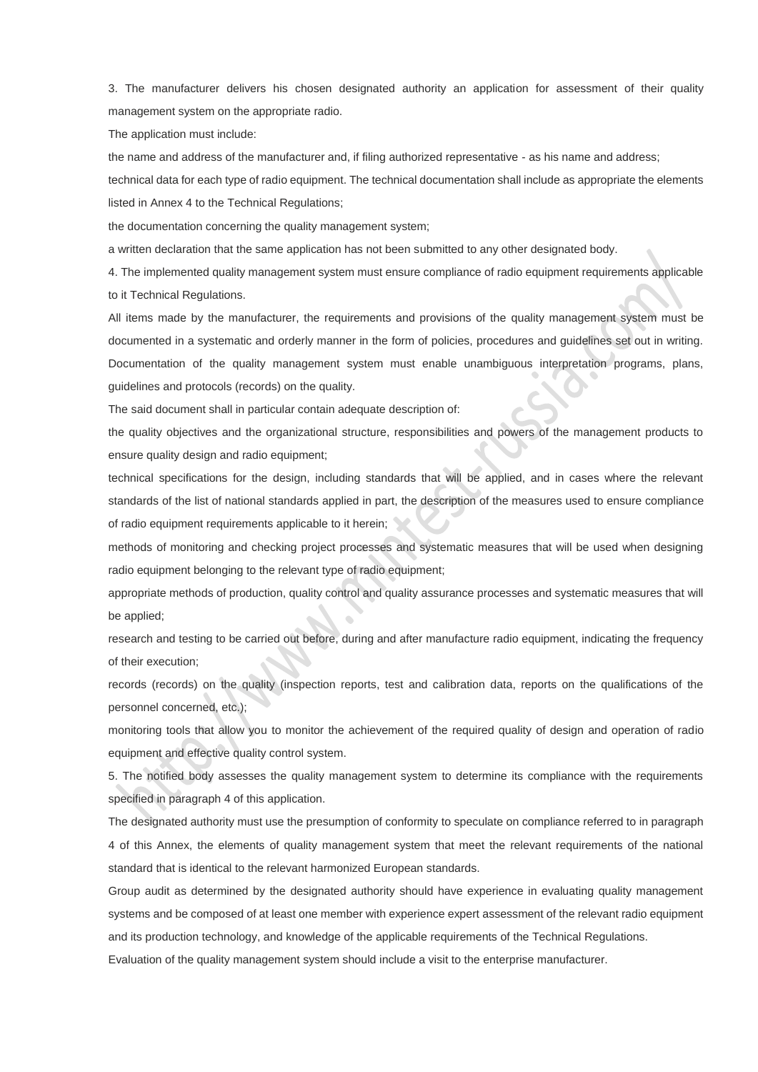3. The manufacturer delivers his chosen designated authority an application for assessment of their quality management system on the appropriate radio.

The application must include:

the name and address of the manufacturer and, if filing authorized representative - as his name and address;

technical data for each type of radio equipment. The technical documentation shall include as appropriate the elements listed in Annex 4 to the Technical Regulations;

the documentation concerning the quality management system;

a written declaration that the same application has not been submitted to any other designated body.

4. The implemented quality management system must ensure compliance of radio equipment requirements applicable to it Technical Regulations.

All items made by the manufacturer, the requirements and provisions of the quality management system must be documented in a systematic and orderly manner in the form of policies, procedures and guidelines set out in writing. Documentation of the quality management system must enable unambiguous interpretation programs, plans, guidelines and protocols (records) on the quality.

The said document shall in particular contain adequate description of:

the quality objectives and the organizational structure, responsibilities and powers of the management products to ensure quality design and radio equipment;

technical specifications for the design, including standards that will be applied, and in cases where the relevant standards of the list of national standards applied in part, the description of the measures used to ensure compliance of radio equipment requirements applicable to it herein;

methods of monitoring and checking project processes and systematic measures that will be used when designing radio equipment belonging to the relevant type of radio equipment;

appropriate methods of production, quality control and quality assurance processes and systematic measures that will be applied;

research and testing to be carried out before, during and after manufacture radio equipment, indicating the frequency of their execution;

records (records) on the quality (inspection reports, test and calibration data, reports on the qualifications of the personnel concerned, etc.);

monitoring tools that allow you to monitor the achievement of the required quality of design and operation of radio equipment and effective quality control system.

5. The notified body assesses the quality management system to determine its compliance with the requirements specified in paragraph 4 of this application.

The designated authority must use the presumption of conformity to speculate on compliance referred to in paragraph 4 of this Annex, the elements of quality management system that meet the relevant requirements of the national standard that is identical to the relevant harmonized European standards.

Group audit as determined by the designated authority should have experience in evaluating quality management systems and be composed of at least one member with experience expert assessment of the relevant radio equipment and its production technology, and knowledge of the applicable requirements of the Technical Regulations.

Evaluation of the quality management system should include a visit to the enterprise manufacturer.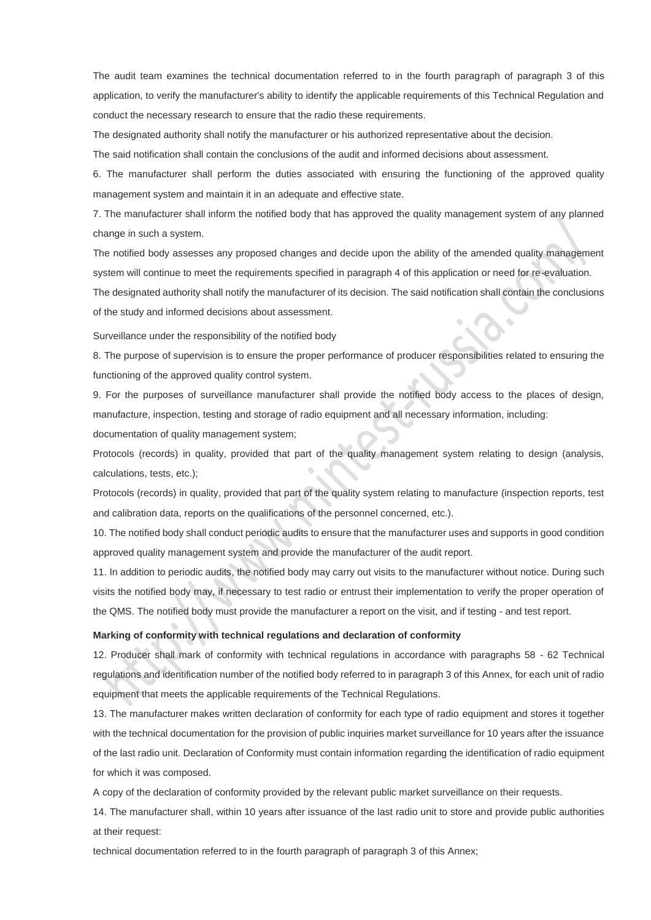The audit team examines the technical documentation referred to in the fourth paragraph of paragraph 3 of this application, to verify the manufacturer's ability to identify the applicable requirements of this Technical Regulation and conduct the necessary research to ensure that the radio these requirements.

The designated authority shall notify the manufacturer or his authorized representative about the decision.

The said notification shall contain the conclusions of the audit and informed decisions about assessment.

6. The manufacturer shall perform the duties associated with ensuring the functioning of the approved quality management system and maintain it in an adequate and effective state.

7. The manufacturer shall inform the notified body that has approved the quality management system of any planned change in such a system.

The notified body assesses any proposed changes and decide upon the ability of the amended quality management system will continue to meet the requirements specified in paragraph 4 of this application or need for re-evaluation.

The designated authority shall notify the manufacturer of its decision. The said notification shall contain the conclusions of the study and informed decisions about assessment.

Surveillance under the responsibility of the notified body

8. The purpose of supervision is to ensure the proper performance of producer responsibilities related to ensuring the functioning of the approved quality control system.

9. For the purposes of surveillance manufacturer shall provide the notified body access to the places of design, manufacture, inspection, testing and storage of radio equipment and all necessary information, including:

documentation of quality management system;

Protocols (records) in quality, provided that part of the quality management system relating to design (analysis, calculations, tests, etc.);

Protocols (records) in quality, provided that part of the quality system relating to manufacture (inspection reports, test and calibration data, reports on the qualifications of the personnel concerned, etc.).

10. The notified body shall conduct periodic audits to ensure that the manufacturer uses and supports in good condition approved quality management system and provide the manufacturer of the audit report.

11. In addition to periodic audits, the notified body may carry out visits to the manufacturer without notice. During such visits the notified body may, if necessary to test radio or entrust their implementation to verify the proper operation of the QMS. The notified body must provide the manufacturer a report on the visit, and if testing - and test report.

**Marking of conformity with technical regulations and declaration of conformity**

12. Producer shall mark of conformity with technical regulations in accordance with paragraphs 58 - 62 Technical regulations and identification number of the notified body referred to in paragraph 3 of this Annex, for each unit of radio equipment that meets the applicable requirements of the Technical Regulations.

13. The manufacturer makes written declaration of conformity for each type of radio equipment and stores it together with the technical documentation for the provision of public inquiries market surveillance for 10 years after the issuance of the last radio unit. Declaration of Conformity must contain information regarding the identification of radio equipment for which it was composed.

A copy of the declaration of conformity provided by the relevant public market surveillance on their requests.

14. The manufacturer shall, within 10 years after issuance of the last radio unit to store and provide public authorities at their request:

technical documentation referred to in the fourth paragraph of paragraph 3 of this Annex;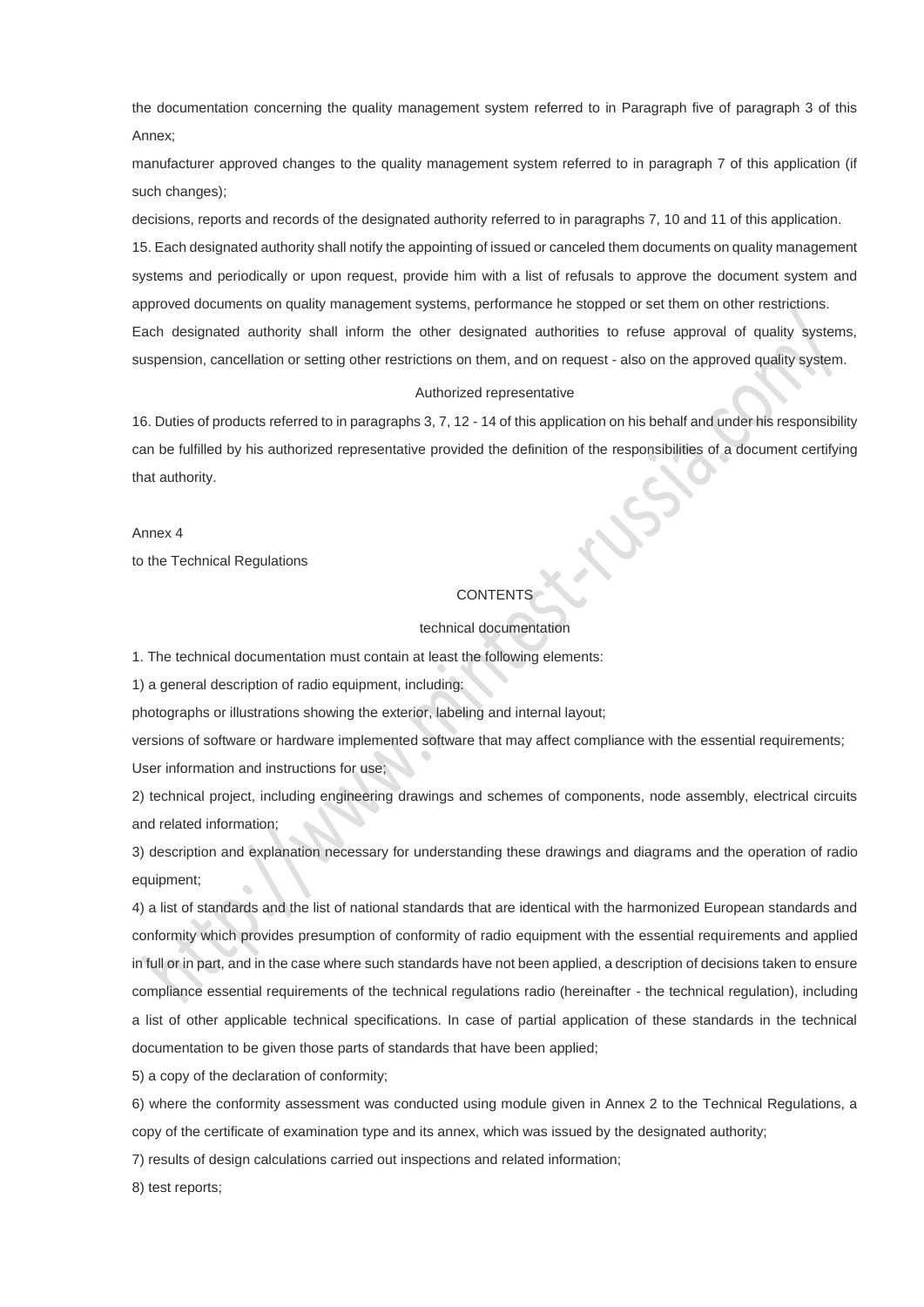the documentation concerning the quality management system referred to in Paragraph five of paragraph 3 of this Annex;

manufacturer approved changes to the quality management system referred to in paragraph 7 of this application (if such changes);

decisions, reports and records of the designated authority referred to in paragraphs 7, 10 and 11 of this application.

15. Each designated authority shall notify the appointing of issued or canceled them documents on quality management systems and periodically or upon request, provide him with a list of refusals to approve the document system and approved documents on quality management systems, performance he stopped or set them on other restrictions.

Each designated authority shall inform the other designated authorities to refuse approval of quality systems, suspension, cancellation or setting other restrictions on them, and on request - also on the approved quality system.

### Authorized representative

16. Duties of products referred to in paragraphs 3, 7, 12 - 14 of this application on his behalf and under his responsibility can be fulfilled by his authorized representative provided the definition of the responsibilities of a document certifying that authority.

Annex 4

to the Technical Regulations

## CONTENTS

### technical documentation

1. The technical documentation must contain at least the following elements:

1) a general description of radio equipment, including:

photographs or illustrations showing the exterior, labeling and internal layout;

versions of software or hardware implemented software that may affect compliance with the essential requirements;

User information and instructions for use;

2) technical project, including engineering drawings and schemes of components, node assembly, electrical circuits and related information;

3) description and explanation necessary for understanding these drawings and diagrams and the operation of radio equipment;

4) a list of standards and the list of national standards that are identical with the harmonized European standards and conformity which provides presumption of conformity of radio equipment with the essential requirements and applied in full or in part, and in the case where such standards have not been applied, a description of decisions taken to ensure compliance essential requirements of the technical regulations radio (hereinafter - the technical regulation), including a list of other applicable technical specifications. In case of partial application of these standards in the technical documentation to be given those parts of standards that have been applied;

5) a copy of the declaration of conformity;

6) where the conformity assessment was conducted using module given in Annex 2 to the Technical Regulations, a copy of the certificate of examination type and its annex, which was issued by the designated authority;

7) results of design calculations carried out inspections and related information;

8) test reports;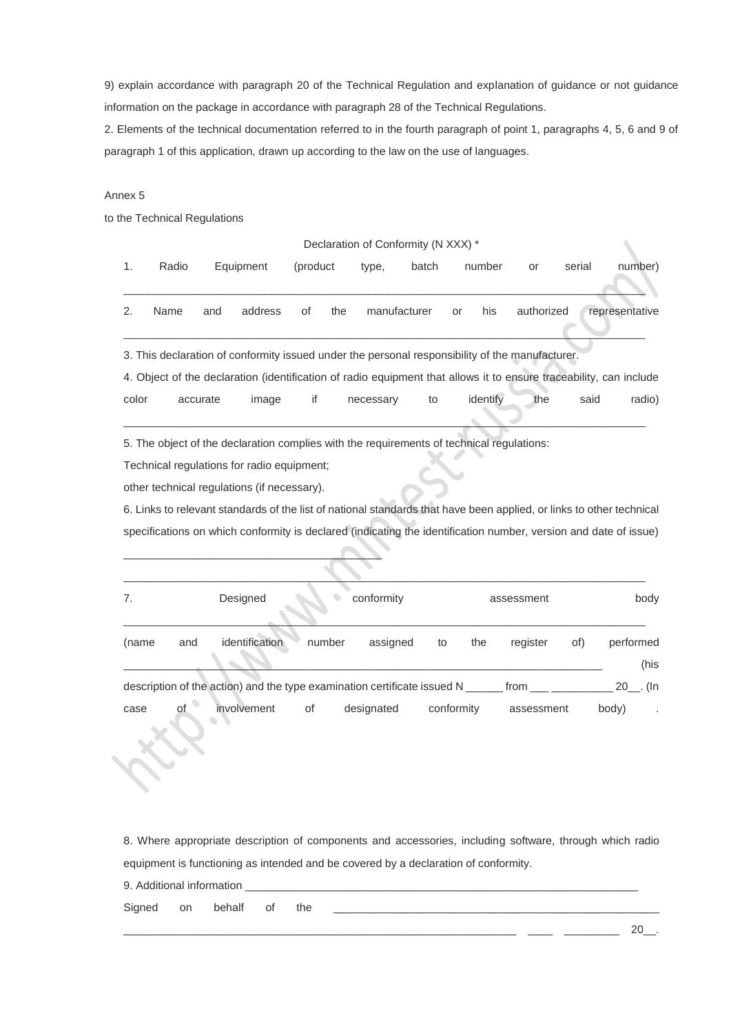9) explain accordance with paragraph 20 of the Technical Regulation and explanation of guidance or not guidance information on the package in accordance with paragraph 28 of the Technical Regulations.

2. Elements of the technical documentation referred to in the fourth paragraph of point 1, paragraphs 4, 5, 6 and 9 of paragraph 1 of this application, drawn up according to the law on the use of languages.

Annex 5

to the Technical Regulations

Declaration of Conformity (N XXX) *

1. Radio Equipment (product type, batch number or serial number)

___________________________________________________________________________

2. Name and address of the manufacturer or his authorized representative

___________________________________________________________________________

3. This declaration of conformity issued under the personal responsibility of the manufacturer.

4. Object of the declaration (identification of radio equipment that allows it to ensure traceability, can include color accurate image if necessary to identify the said radio)

___________________________________________________________________________

5. The object of the declaration complies with the requirements of technical regulations:

Technical regulations for radio equipment;

other technical regulations (if necessary).

6. Links to relevant standards of the list of national standards that have been applied, or links to other technical specifications on which conformity is declared (indicating the identification number, version and date of issue)

_______________________________________

___________________________________________________________________________

7. Designed conformity assessment body

___________________________________________________________________________

(name and identification number assigned to the register of) performed ___________________________________________________________________________ (his description of the action) and the type examination certificate issued N ______ from ___ __________ 20__. (In case of involvement of designated conformity assessment body) .

8. Where appropriate description of components and accessories, including software, through which radio equipment is functioning as intended and be covered by a declaration of conformity.

9. Additional information ___________________________________________________________________

Signed on behalf of the ___________________________________________________

___________________________________________________________ ____ _________ 20__.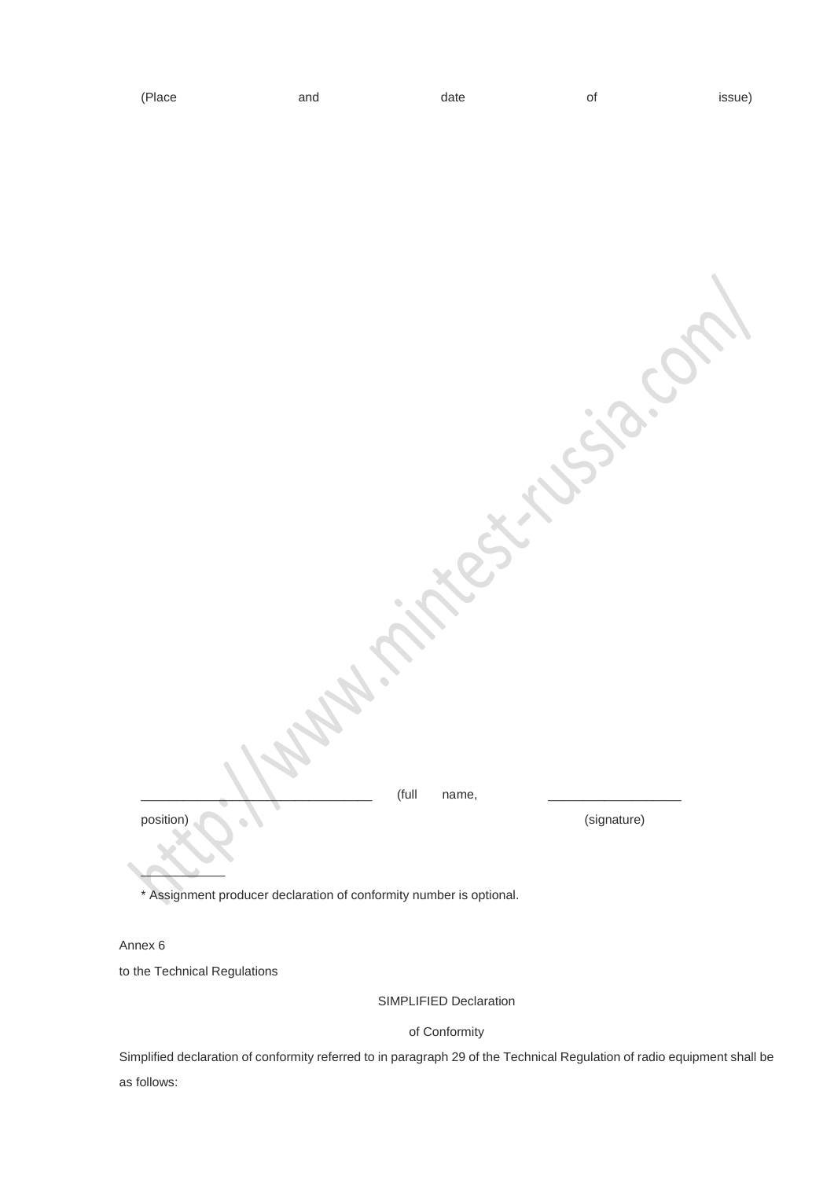(Place and date of issue)

________________________________ (full name, position) __________________ (signature)

___________

* Assignment producer declaration of conformity number is optional.

Annex 6

to the Technical Regulations

SIMPLIFIED Declaration

of Conformity

Simplified declaration of conformity referred to in paragraph 29 of the Technical Regulation of radio equipment shall be as follows: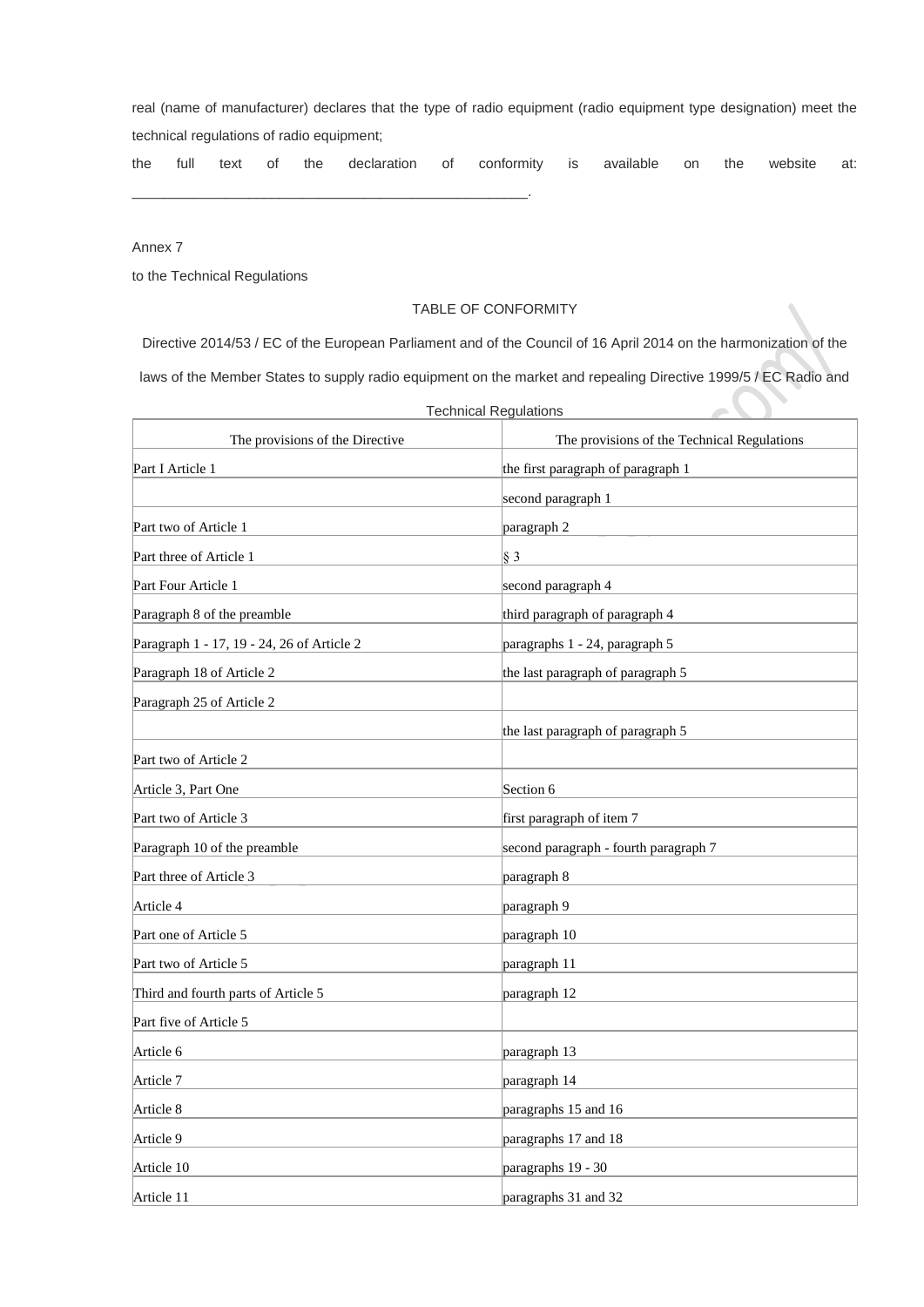real (name of manufacturer) declares that the type of radio equipment (radio equipment type designation) meet the technical regulations of radio equipment;

the full text of the declaration of conformity is available on the website at: ___________________________________________________.

Annex 7

to the Technical Regulations

TABLE OF CONFORMITY

Directive 2014/53 / EC of the European Parliament and of the Council of 16 April 2014 on the harmonization of the laws of the Member States to supply radio equipment on the market and repealing Directive 1999/5 / EC Radio and Technical Regulations

| The provisions of the Directive | The provisions of the Technical Regulations |
|---|---|
| Part I Article 1 | the first paragraph of paragraph 1 |
| | second paragraph 1 |
| Part two of Article 1 | paragraph 2 |
| Part three of Article 1 | § 3 |
| Part Four Article 1 | second paragraph 4 |
| Paragraph 8 of the preamble | third paragraph of paragraph 4 |
| Paragraph 1 - 17, 19 - 24, 26 of Article 2 | paragraphs 1 - 24, paragraph 5 |
| Paragraph 18 of Article 2 | the last paragraph of paragraph 5 |
| Paragraph 25 of Article 2 | |
| | the last paragraph of paragraph 5 |
| Part two of Article 2 | |
| Article 3, Part One | Section 6 |
| Part two of Article 3 | first paragraph of item 7 |
| Paragraph 10 of the preamble | second paragraph - fourth paragraph 7 |
| Part three of Article 3 | paragraph 8 |
| Article 4 | paragraph 9 |
| Part one of Article 5 | paragraph 10 |
| Part two of Article 5 | paragraph 11 |
| Third and fourth parts of Article 5 | paragraph 12 |
| Part five of Article 5 | |
| Article 6 | paragraph 13 |
| Article 7 | paragraph 14 |
| Article 8 | paragraphs 15 and 16 |
| Article 9 | paragraphs 17 and 18 |
| Article 10 | paragraphs 19 - 30 |
| Article 11 | paragraphs 31 and 32 |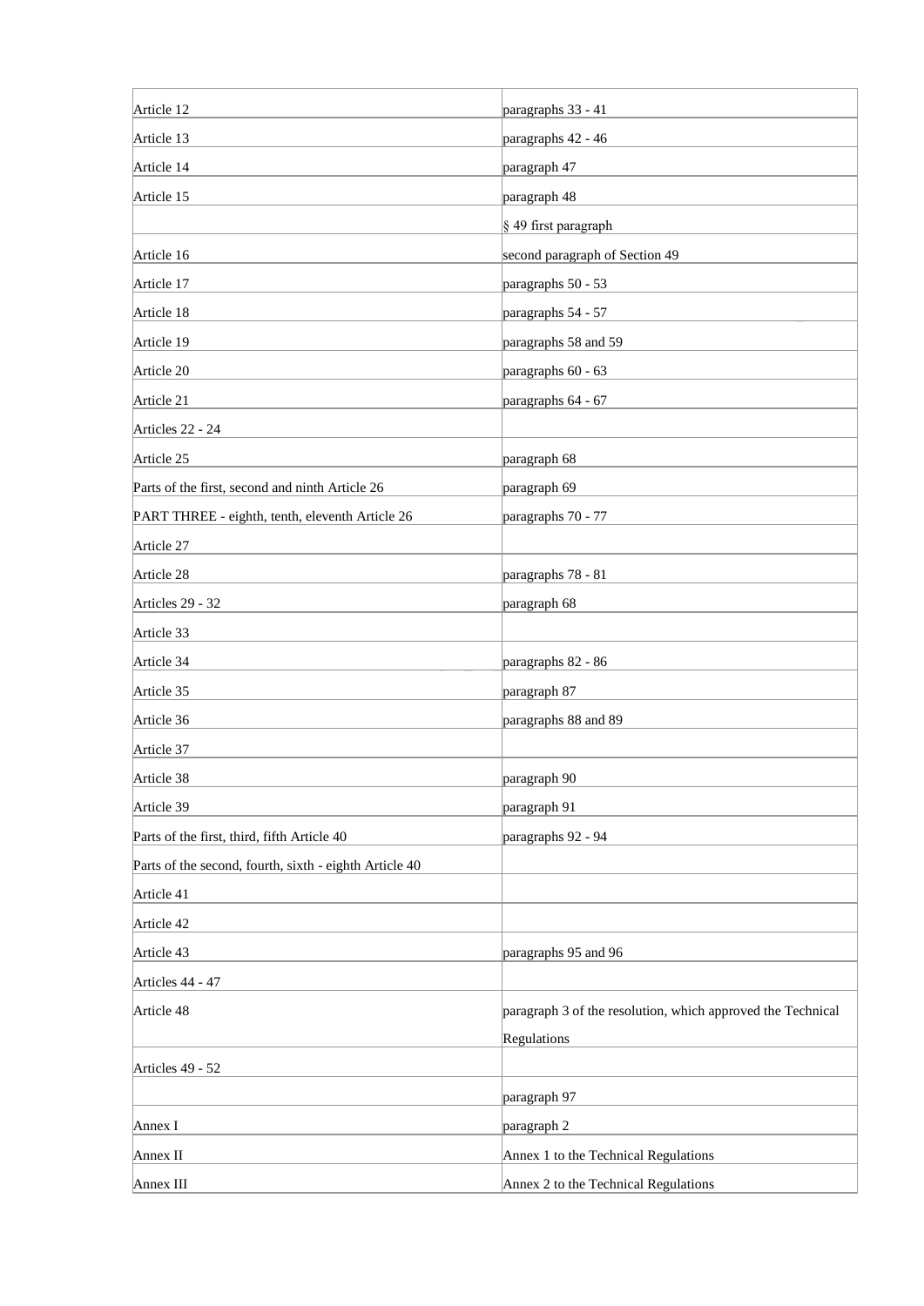| | |
|---|---|
| Article 12 | paragraphs 33 - 41 |
| Article 13 | paragraphs 42 - 46 |
| Article 14 | paragraph 47 |
| Article 15 | paragraph 48 |
| | § 49 first paragraph |
| Article 16 | second paragraph of Section 49 |
| Article 17 | paragraphs 50 - 53 |
| Article 18 | paragraphs 54 - 57 |
| Article 19 | paragraphs 58 and 59 |
| Article 20 | paragraphs 60 - 63 |
| Article 21 | paragraphs 64 - 67 |
| Articles 22 - 24 | |
| Article 25 | paragraph 68 |
| Parts of the first, second and ninth Article 26 | paragraph 69 |
| PART THREE - eighth, tenth, eleventh Article 26 | paragraphs 70 - 77 |
| Article 27 | |
| Article 28 | paragraphs 78 - 81 |
| Articles 29 - 32 | paragraph 68 |
| Article 33 | |
| Article 34 | paragraphs 82 - 86 |
| Article 35 | paragraph 87 |
| Article 36 | paragraphs 88 and 89 |
| Article 37 | |
| Article 38 | paragraph 90 |
| Article 39 | paragraph 91 |
| Parts of the first, third, fifth Article 40 | paragraphs 92 - 94 |
| Parts of the second, fourth, sixth - eighth Article 40 | |
| Article 41 | |
| Article 42 | |
| Article 43 | paragraphs 95 and 96 |
| Articles 44 - 47 | |
| Article 48 | paragraph 3 of the resolution, which approved the Technical Regulations |
| Articles 49 - 52 | |
| | paragraph 97 |
| Annex I | paragraph 2 |
| Annex II | Annex 1 to the Technical Regulations |
| Annex III | Annex 2 to the Technical Regulations |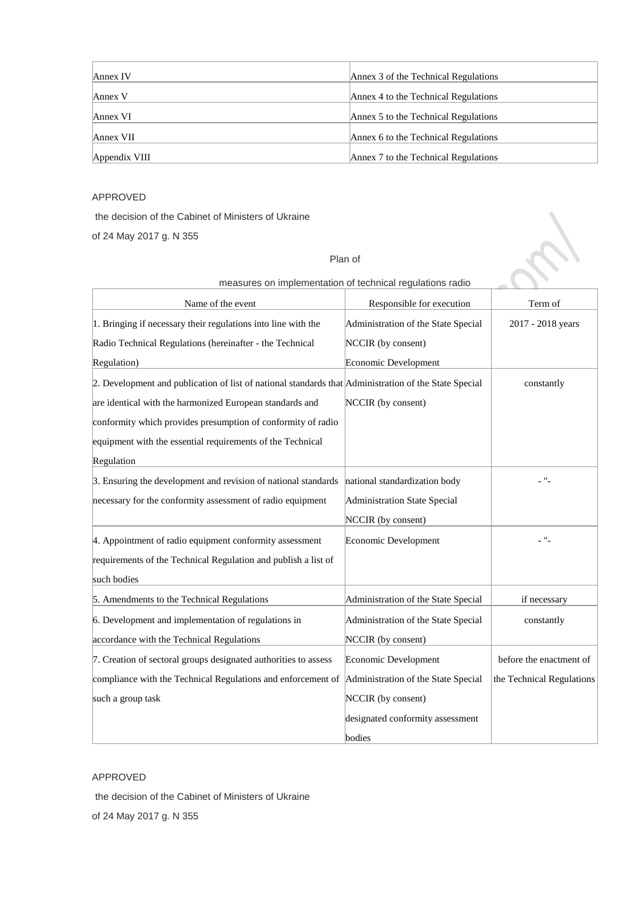| | |
|---|---|
| Annex IV | Annex 3 of the Technical Regulations |
| Annex V | Annex 4 to the Technical Regulations |
| Annex VI | Annex 5 to the Technical Regulations |
| Annex VII | Annex 6 to the Technical Regulations |
| Appendix VIII | Annex 7 to the Technical Regulations |

APPROVED

the decision of the Cabinet of Ministers of Ukraine

of 24 May 2017 g. N 355

Plan of

measures on implementation of technical regulations radio

| Name of the event | Responsible for execution | Term of |
|---|---|---|
| 1. Bringing if necessary their regulations into line with the Radio Technical Regulations (hereinafter - the Technical Regulation) | Administration of the State Special NCCIR (by consent) Economic Development | 2017 - 2018 years |
| 2. Development and publication of list of national standards that are identical with the harmonized European standards and conformity which provides presumption of conformity of radio equipment with the essential requirements of the Technical Regulation | Administration of the State Special NCCIR (by consent) | constantly |
| 3. Ensuring the development and revision of national standards necessary for the conformity assessment of radio equipment | national standardization body Administration State Special NCCIR (by consent) | - "- |
| 4. Appointment of radio equipment conformity assessment requirements of the Technical Regulation and publish a list of such bodies | Economic Development | - "- |
| 5. Amendments to the Technical Regulations | Administration of the State Special | if necessary |
| 6. Development and implementation of regulations in accordance with the Technical Regulations | Administration of the State Special NCCIR (by consent) | constantly |
| 7. Creation of sectoral groups designated authorities to assess compliance with the Technical Regulations and enforcement of such a group task | Economic Development Administration of the State Special NCCIR (by consent) designated conformity assessment bodies | before the enactment of the Technical Regulations |

APPROVED

the decision of the Cabinet of Ministers of Ukraine

of 24 May 2017 g. N 355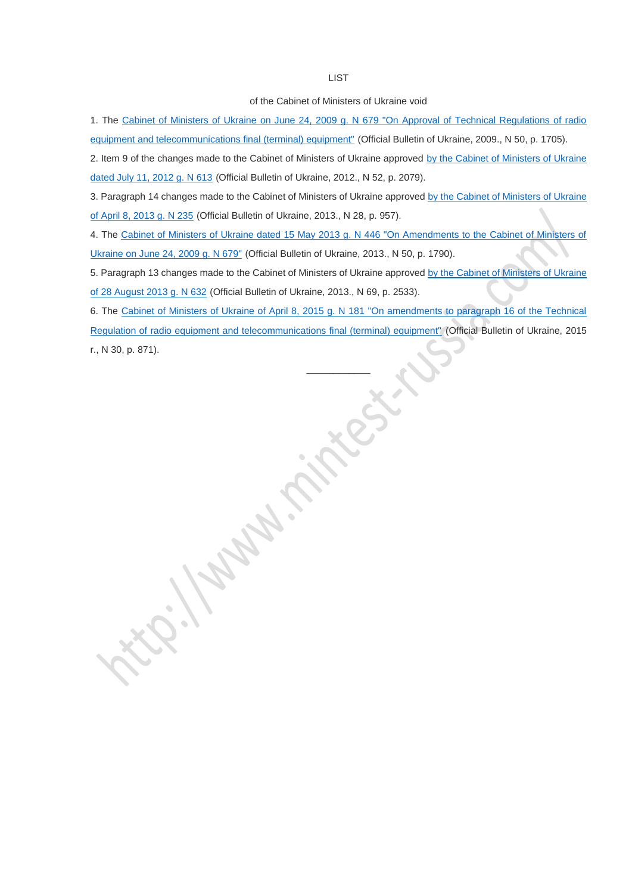LIST

of the Cabinet of Ministers of Ukraine void

1. The Cabinet of Ministers of Ukraine on June 24, 2009 g. N 679 "On Approval of Technical Regulations of radio equipment and telecommunications final (terminal) equipment" (Official Bulletin of Ukraine, 2009., N 50, p. 1705).

2. Item 9 of the changes made to the Cabinet of Ministers of Ukraine approved by the Cabinet of Ministers of Ukraine dated July 11, 2012 g. N 613 (Official Bulletin of Ukraine, 2012., N 52, p. 2079).

3. Paragraph 14 changes made to the Cabinet of Ministers of Ukraine approved by the Cabinet of Ministers of Ukraine of April 8, 2013 g. N 235 (Official Bulletin of Ukraine, 2013., N 28, p. 957).

4. The Cabinet of Ministers of Ukraine dated 15 May 2013 g. N 446 "On Amendments to the Cabinet of Ministers of Ukraine on June 24, 2009 g. N 679" (Official Bulletin of Ukraine, 2013., N 50, p. 1790).

5. Paragraph 13 changes made to the Cabinet of Ministers of Ukraine approved by the Cabinet of Ministers of Ukraine of 28 August 2013 g. N 632 (Official Bulletin of Ukraine, 2013., N 69, p. 2533).

6. The Cabinet of Ministers of Ukraine of April 8, 2015 g. N 181 "On amendments to paragraph 16 of the Technical Regulation of radio equipment and telecommunications final (terminal) equipment" (Official Bulletin of Ukraine, 2015 r., N 30, p. 871).

___________